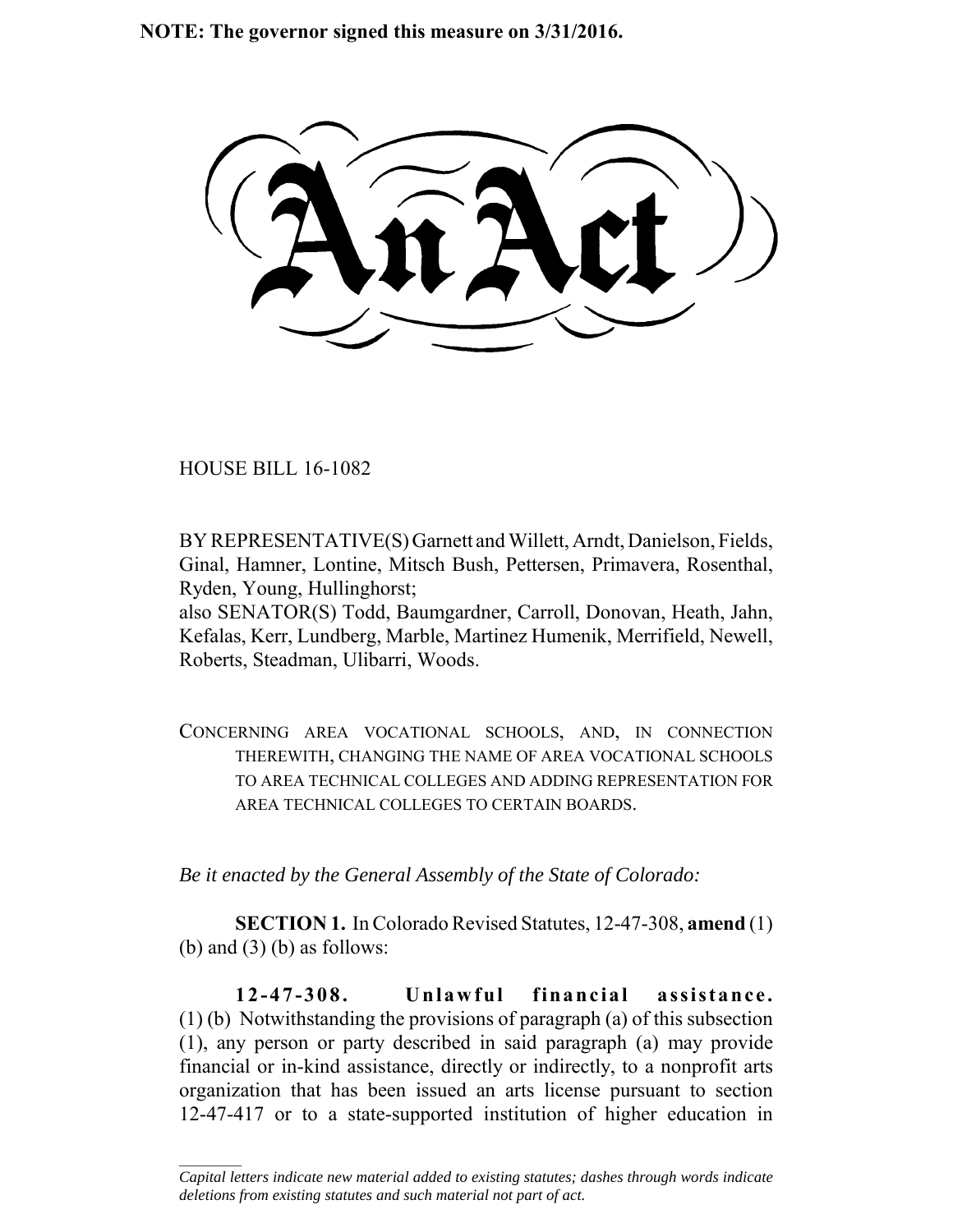**NOTE: The governor signed this measure on 3/31/2016.**

# An Act

HOUSE BILL 16-1082

BY REPRESENTATIVE(S) Garnett and Willett, Arndt, Danielson, Fields, Ginal, Hamner, Lontine, Mitsch Bush, Pettersen, Primavera, Rosenthal, Ryden, Young, Hullinghorst;
also SENATOR(S) Todd, Baumgardner, Carroll, Donovan, Heath, Jahn, Kefalas, Kerr, Lundberg, Marble, Martinez Humenik, Merrifield, Newell, Roberts, Steadman, Ulibarri, Woods.

CONCERNING AREA VOCATIONAL SCHOOLS, AND, IN CONNECTION THEREWITH, CHANGING THE NAME OF AREA VOCATIONAL SCHOOLS TO AREA TECHNICAL COLLEGES AND ADDING REPRESENTATION FOR AREA TECHNICAL COLLEGES TO CERTAIN BOARDS.

*Be it enacted by the General Assembly of the State of Colorado:*

**SECTION 1.** In Colorado Revised Statutes, 12-47-308, **amend** (1) (b) and (3) (b) as follows:

**12-47-308. Unlawful financial assistance.** (1) (b) Notwithstanding the provisions of paragraph (a) of this subsection (1), any person or party described in said paragraph (a) may provide financial or in-kind assistance, directly or indirectly, to a nonprofit arts organization that has been issued an arts license pursuant to section 12-47-417 or to a state-supported institution of higher education in

*Capital letters indicate new material added to existing statutes; dashes through words indicate deletions from existing statutes and such material not part of act.*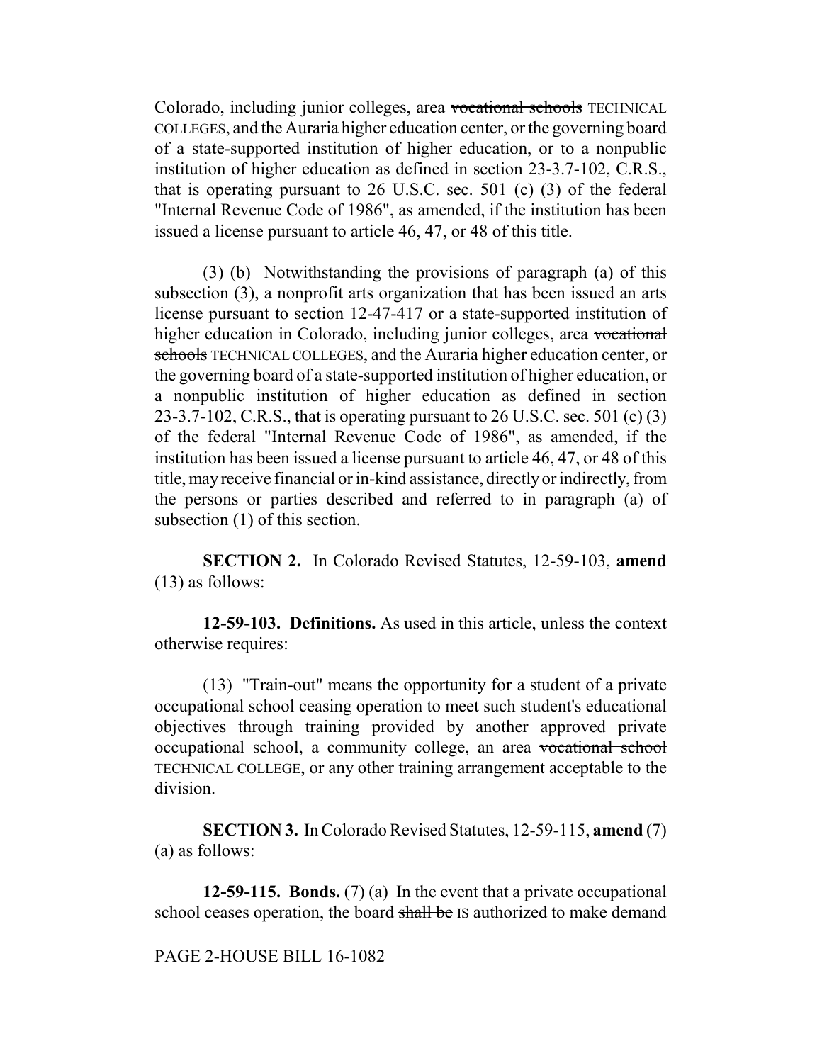Colorado, including junior colleges, area ~~vocational schools~~ TECHNICAL COLLEGES, and the Auraria higher education center, or the governing board of a state-supported institution of higher education, or to a nonpublic institution of higher education as defined in section 23-3.7-102, C.R.S., that is operating pursuant to 26 U.S.C. sec. 501 (c) (3) of the federal "Internal Revenue Code of 1986", as amended, if the institution has been issued a license pursuant to article 46, 47, or 48 of this title.

(3) (b) Notwithstanding the provisions of paragraph (a) of this subsection (3), a nonprofit arts organization that has been issued an arts license pursuant to section 12-47-417 or a state-supported institution of higher education in Colorado, including junior colleges, area ~~vocational schools~~ TECHNICAL COLLEGES, and the Auraria higher education center, or the governing board of a state-supported institution of higher education, or a nonpublic institution of higher education as defined in section 23-3.7-102, C.R.S., that is operating pursuant to 26 U.S.C. sec. 501 (c) (3) of the federal "Internal Revenue Code of 1986", as amended, if the institution has been issued a license pursuant to article 46, 47, or 48 of this title, may receive financial or in-kind assistance, directly or indirectly, from the persons or parties described and referred to in paragraph (a) of subsection (1) of this section.

**SECTION 2.** In Colorado Revised Statutes, 12-59-103, **amend** (13) as follows:

**12-59-103. Definitions.** As used in this article, unless the context otherwise requires:

(13) "Train-out" means the opportunity for a student of a private occupational school ceasing operation to meet such student's educational objectives through training provided by another approved private occupational school, a community college, an area ~~vocational school~~ TECHNICAL COLLEGE, or any other training arrangement acceptable to the division.

**SECTION 3.** In Colorado Revised Statutes, 12-59-115, **amend** (7) (a) as follows:

**12-59-115. Bonds.** (7) (a) In the event that a private occupational school ceases operation, the board ~~shall be~~ IS authorized to make demand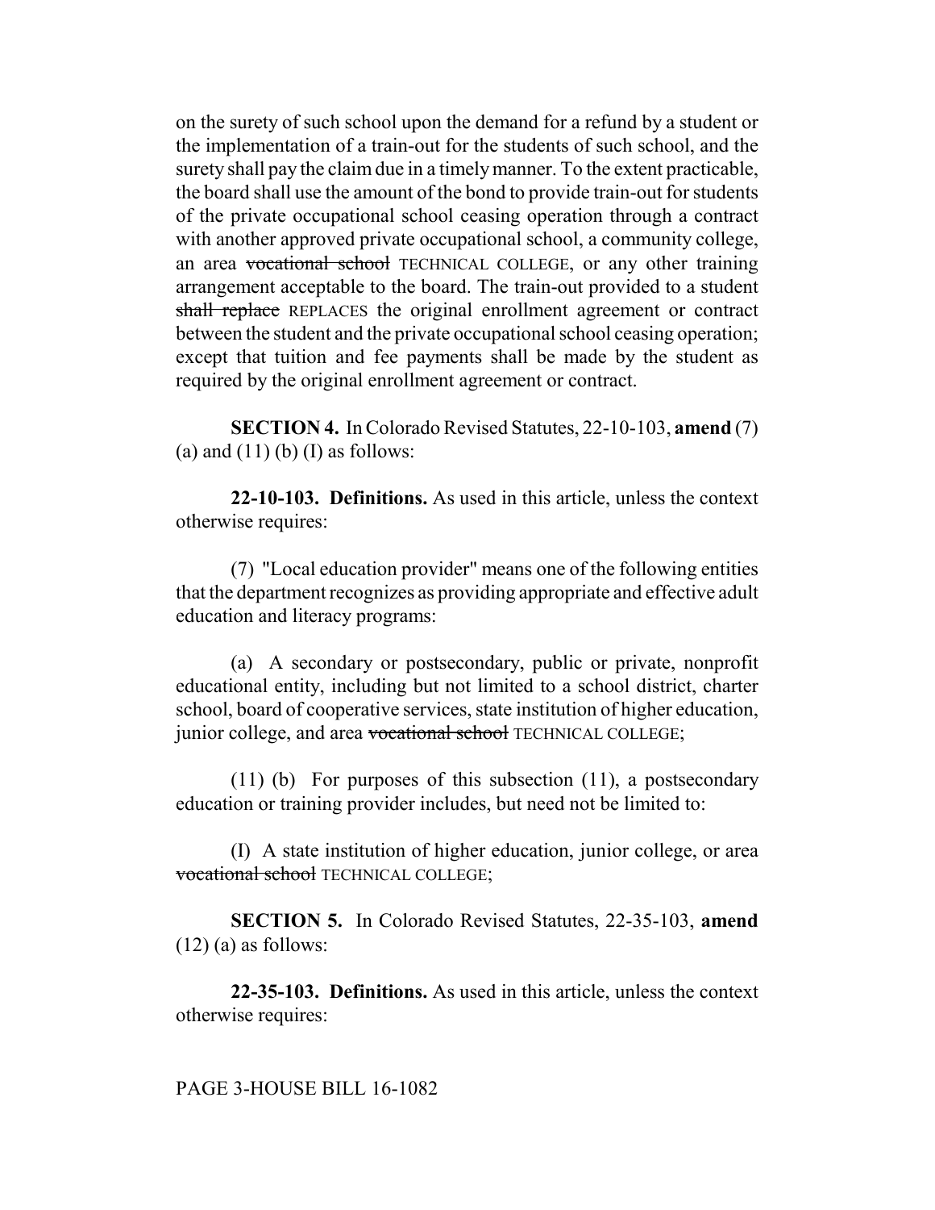on the surety of such school upon the demand for a refund by a student or the implementation of a train-out for the students of such school, and the surety shall pay the claim due in a timely manner. To the extent practicable, the board shall use the amount of the bond to provide train-out for students of the private occupational school ceasing operation through a contract with another approved private occupational school, a community college, an area ~~vocational school~~ TECHNICAL COLLEGE, or any other training arrangement acceptable to the board. The train-out provided to a student ~~shall replace~~ REPLACES the original enrollment agreement or contract between the student and the private occupational school ceasing operation; except that tuition and fee payments shall be made by the student as required by the original enrollment agreement or contract.

**SECTION 4.** In Colorado Revised Statutes, 22-10-103, **amend** (7) (a) and (11) (b) (I) as follows:

**22-10-103. Definitions.** As used in this article, unless the context otherwise requires:

(7) "Local education provider" means one of the following entities that the department recognizes as providing appropriate and effective adult education and literacy programs:

(a) A secondary or postsecondary, public or private, nonprofit educational entity, including but not limited to a school district, charter school, board of cooperative services, state institution of higher education, junior college, and area ~~vocational school~~ TECHNICAL COLLEGE;

(11) (b) For purposes of this subsection (11), a postsecondary education or training provider includes, but need not be limited to:

(I) A state institution of higher education, junior college, or area ~~vocational school~~ TECHNICAL COLLEGE;

**SECTION 5.** In Colorado Revised Statutes, 22-35-103, **amend** (12) (a) as follows:

**22-35-103. Definitions.** As used in this article, unless the context otherwise requires:

PAGE 3-HOUSE BILL 16-1082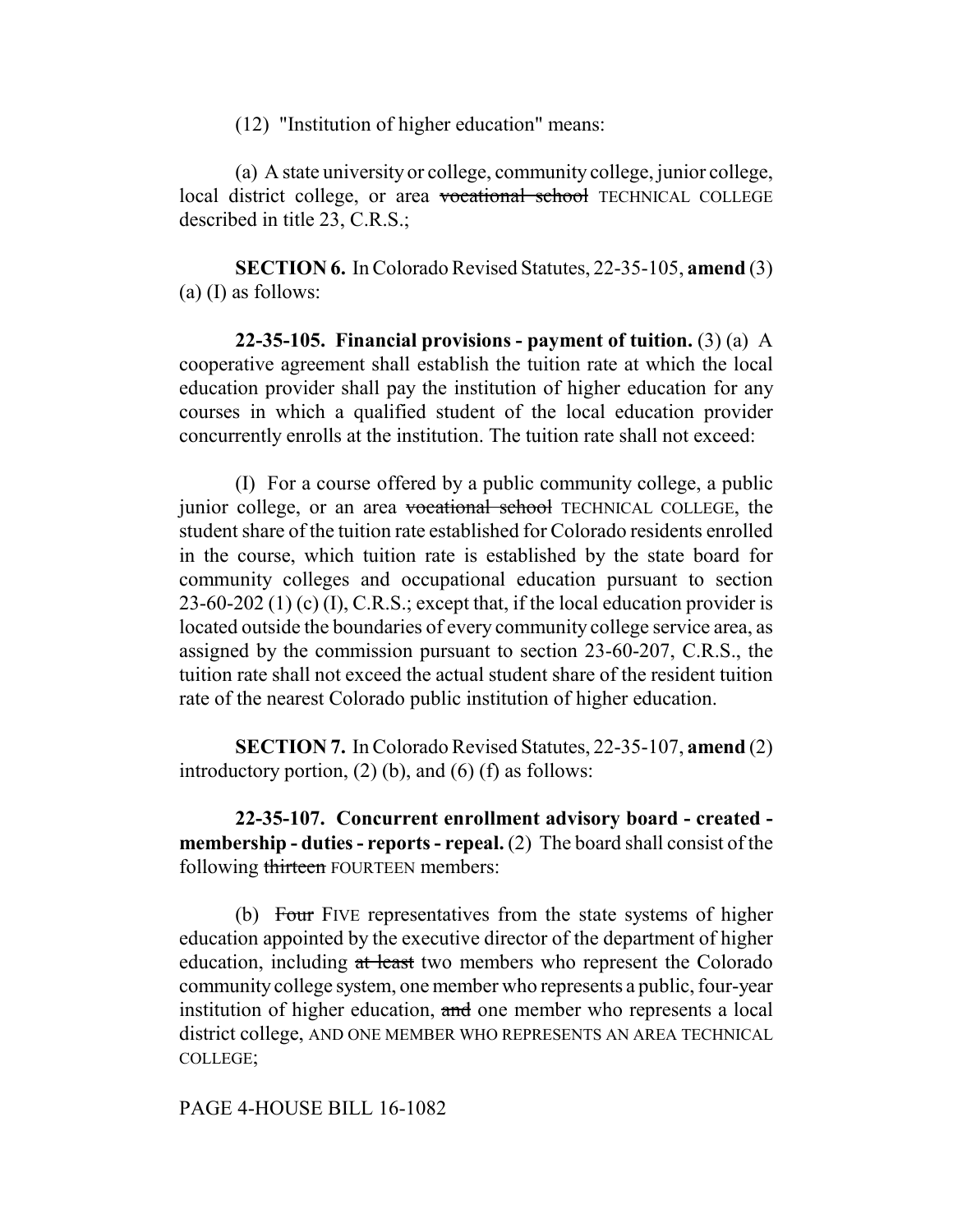(12) "Institution of higher education" means:

(a) A state university or college, community college, junior college, local district college, or area ~~vocational school~~ TECHNICAL COLLEGE described in title 23, C.R.S.;

**SECTION 6.** In Colorado Revised Statutes, 22-35-105, **amend** (3) (a) (I) as follows:

**22-35-105. Financial provisions - payment of tuition.** (3) (a) A cooperative agreement shall establish the tuition rate at which the local education provider shall pay the institution of higher education for any courses in which a qualified student of the local education provider concurrently enrolls at the institution. The tuition rate shall not exceed:

(I) For a course offered by a public community college, a public junior college, or an area ~~vocational school~~ TECHNICAL COLLEGE, the student share of the tuition rate established for Colorado residents enrolled in the course, which tuition rate is established by the state board for community colleges and occupational education pursuant to section 23-60-202 (1) (c) (I), C.R.S.; except that, if the local education provider is located outside the boundaries of every community college service area, as assigned by the commission pursuant to section 23-60-207, C.R.S., the tuition rate shall not exceed the actual student share of the resident tuition rate of the nearest Colorado public institution of higher education.

**SECTION 7.** In Colorado Revised Statutes, 22-35-107, **amend** (2) introductory portion, (2) (b), and (6) (f) as follows:

**22-35-107. Concurrent enrollment advisory board - created - membership - duties - reports - repeal.** (2) The board shall consist of the following ~~thirteen~~ FOURTEEN members:

(b) ~~Four~~ FIVE representatives from the state systems of higher education appointed by the executive director of the department of higher education, including ~~at least~~ two members who represent the Colorado community college system, one member who represents a public, four-year institution of higher education, ~~and~~ one member who represents a local district college, AND ONE MEMBER WHO REPRESENTS AN AREA TECHNICAL COLLEGE;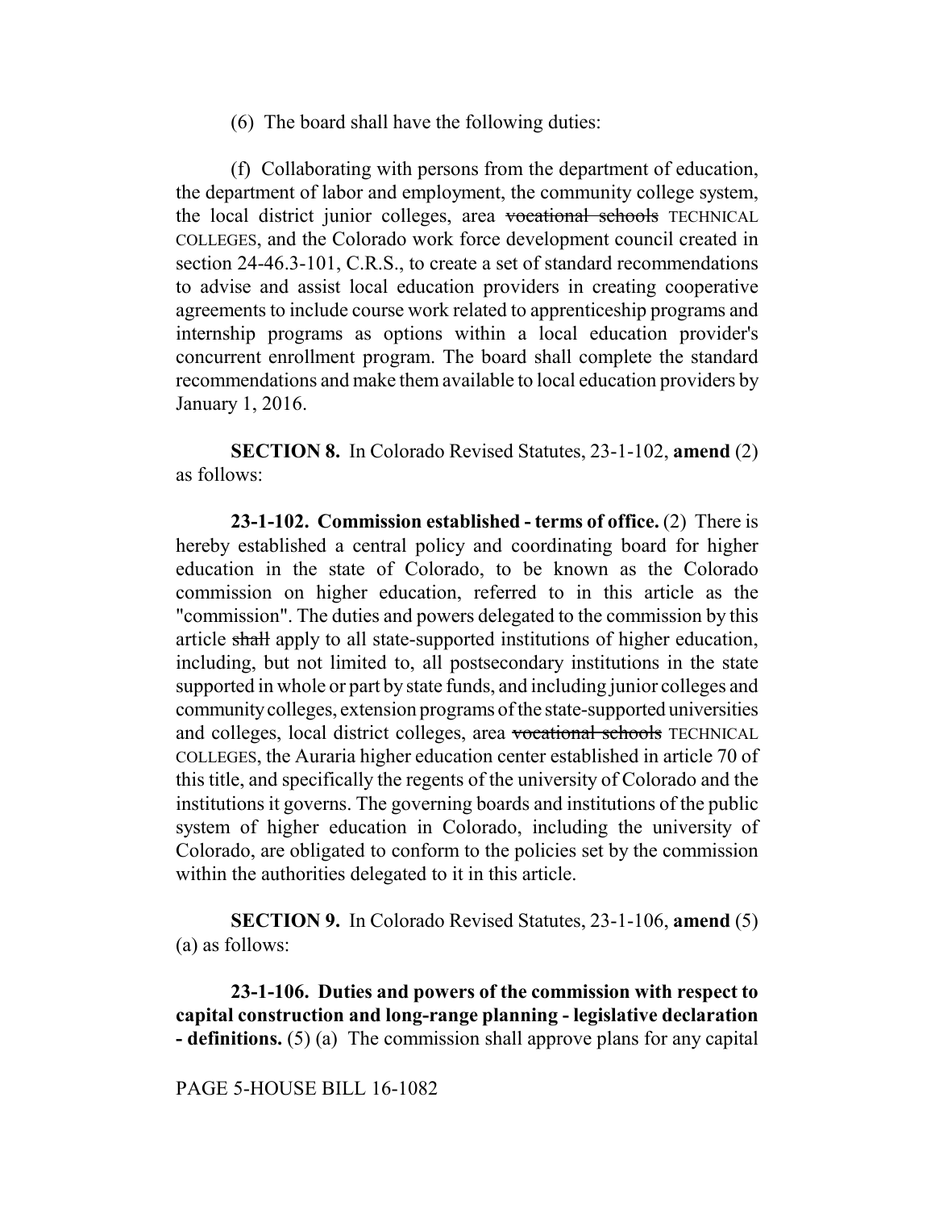(6) The board shall have the following duties:

(f) Collaborating with persons from the department of education, the department of labor and employment, the community college system, the local district junior colleges, area ~~vocational schools~~ TECHNICAL COLLEGES, and the Colorado work force development council created in section 24-46.3-101, C.R.S., to create a set of standard recommendations to advise and assist local education providers in creating cooperative agreements to include course work related to apprenticeship programs and internship programs as options within a local education provider's concurrent enrollment program. The board shall complete the standard recommendations and make them available to local education providers by January 1, 2016.

**SECTION 8.** In Colorado Revised Statutes, 23-1-102, **amend** (2) as follows:

**23-1-102. Commission established - terms of office.** (2) There is hereby established a central policy and coordinating board for higher education in the state of Colorado, to be known as the Colorado commission on higher education, referred to in this article as the "commission". The duties and powers delegated to the commission by this article ~~shall~~ apply to all state-supported institutions of higher education, including, but not limited to, all postsecondary institutions in the state supported in whole or part by state funds, and including junior colleges and community colleges, extension programs of the state-supported universities and colleges, local district colleges, area ~~vocational schools~~ TECHNICAL COLLEGES, the Auraria higher education center established in article 70 of this title, and specifically the regents of the university of Colorado and the institutions it governs. The governing boards and institutions of the public system of higher education in Colorado, including the university of Colorado, are obligated to conform to the policies set by the commission within the authorities delegated to it in this article.

**SECTION 9.** In Colorado Revised Statutes, 23-1-106, **amend** (5) (a) as follows:

**23-1-106. Duties and powers of the commission with respect to capital construction and long-range planning - legislative declaration - definitions.** (5) (a) The commission shall approve plans for any capital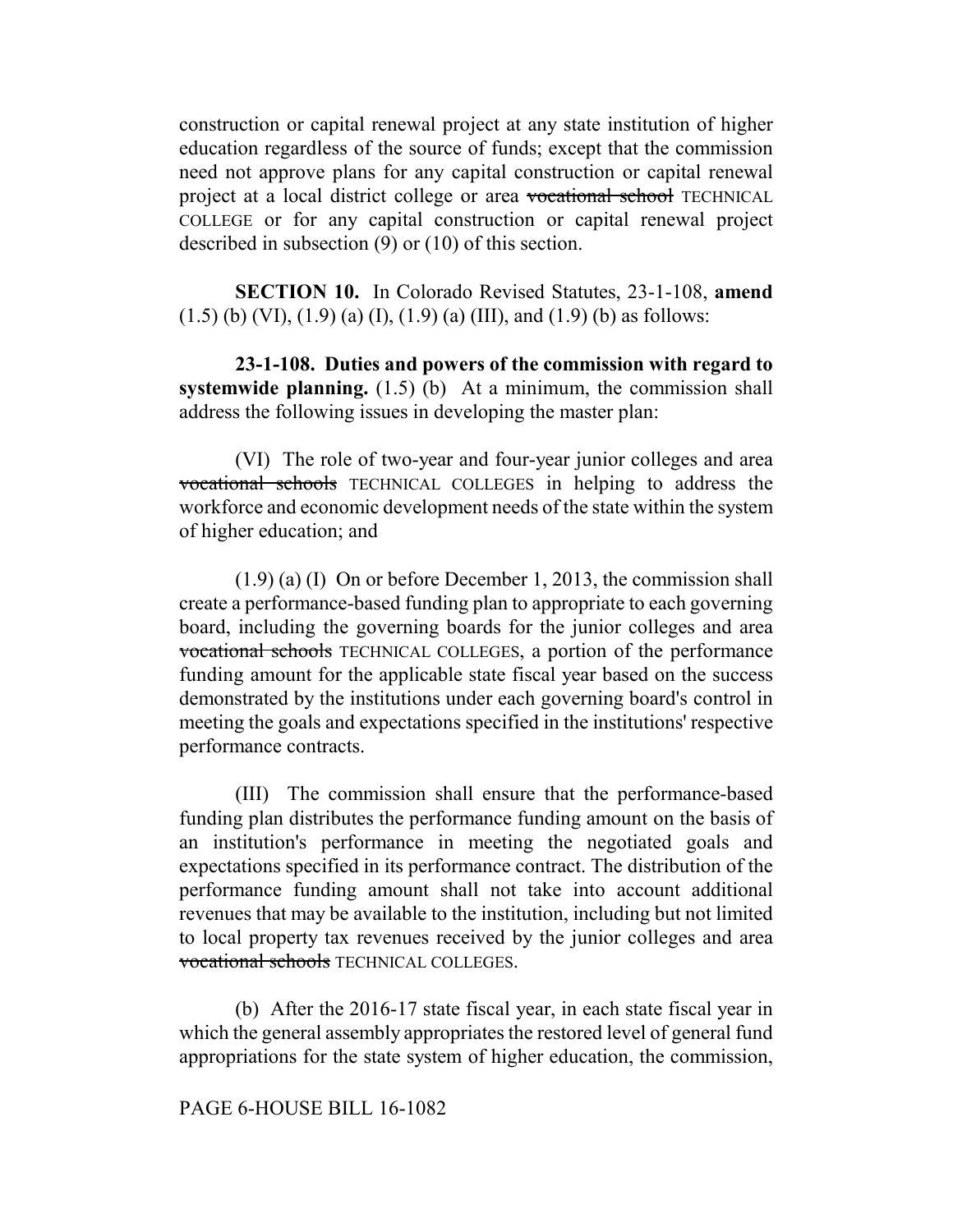construction or capital renewal project at any state institution of higher education regardless of the source of funds; except that the commission need not approve plans for any capital construction or capital renewal project at a local district college or area ~~vocational school~~ TECHNICAL COLLEGE or for any capital construction or capital renewal project described in subsection (9) or (10) of this section.

**SECTION 10.** In Colorado Revised Statutes, 23-1-108, **amend** (1.5) (b) (VI), (1.9) (a) (I), (1.9) (a) (III), and (1.9) (b) as follows:

**23-1-108. Duties and powers of the commission with regard to systemwide planning.** (1.5) (b) At a minimum, the commission shall address the following issues in developing the master plan:

(VI) The role of two-year and four-year junior colleges and area ~~vocational schools~~ TECHNICAL COLLEGES in helping to address the workforce and economic development needs of the state within the system of higher education; and

(1.9) (a) (I) On or before December 1, 2013, the commission shall create a performance-based funding plan to appropriate to each governing board, including the governing boards for the junior colleges and area ~~vocational schools~~ TECHNICAL COLLEGES, a portion of the performance funding amount for the applicable state fiscal year based on the success demonstrated by the institutions under each governing board's control in meeting the goals and expectations specified in the institutions' respective performance contracts.

(III) The commission shall ensure that the performance-based funding plan distributes the performance funding amount on the basis of an institution's performance in meeting the negotiated goals and expectations specified in its performance contract. The distribution of the performance funding amount shall not take into account additional revenues that may be available to the institution, including but not limited to local property tax revenues received by the junior colleges and area ~~vocational schools~~ TECHNICAL COLLEGES.

(b) After the 2016-17 state fiscal year, in each state fiscal year in which the general assembly appropriates the restored level of general fund appropriations for the state system of higher education, the commission,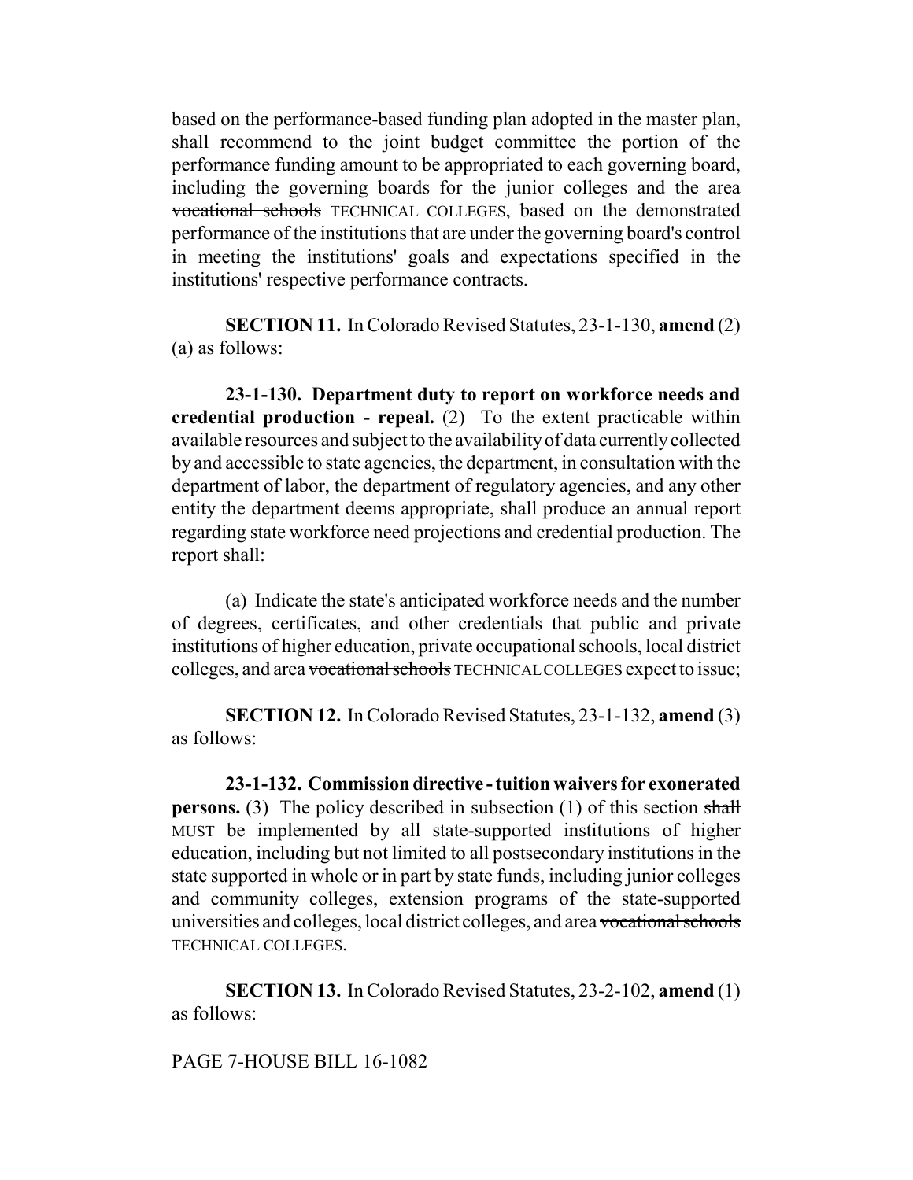based on the performance-based funding plan adopted in the master plan, shall recommend to the joint budget committee the portion of the performance funding amount to be appropriated to each governing board, including the governing boards for the junior colleges and the area ~~vocational schools~~ TECHNICAL COLLEGES, based on the demonstrated performance of the institutions that are under the governing board's control in meeting the institutions' goals and expectations specified in the institutions' respective performance contracts.

**SECTION 11.** In Colorado Revised Statutes, 23-1-130, **amend** (2) (a) as follows:

**23-1-130. Department duty to report on workforce needs and credential production - repeal.** (2) To the extent practicable within available resources and subject to the availability of data currently collected by and accessible to state agencies, the department, in consultation with the department of labor, the department of regulatory agencies, and any other entity the department deems appropriate, shall produce an annual report regarding state workforce need projections and credential production. The report shall:

(a) Indicate the state's anticipated workforce needs and the number of degrees, certificates, and other credentials that public and private institutions of higher education, private occupational schools, local district colleges, and area ~~vocational schools~~ TECHNICAL COLLEGES expect to issue;

**SECTION 12.** In Colorado Revised Statutes, 23-1-132, **amend** (3) as follows:

**23-1-132. Commission directive - tuition waivers for exonerated persons.** (3) The policy described in subsection (1) of this section ~~shall~~ MUST be implemented by all state-supported institutions of higher education, including but not limited to all postsecondary institutions in the state supported in whole or in part by state funds, including junior colleges and community colleges, extension programs of the state-supported universities and colleges, local district colleges, and area ~~vocational schools~~ TECHNICAL COLLEGES.

**SECTION 13.** In Colorado Revised Statutes, 23-2-102, **amend** (1) as follows:

PAGE 7-HOUSE BILL 16-1082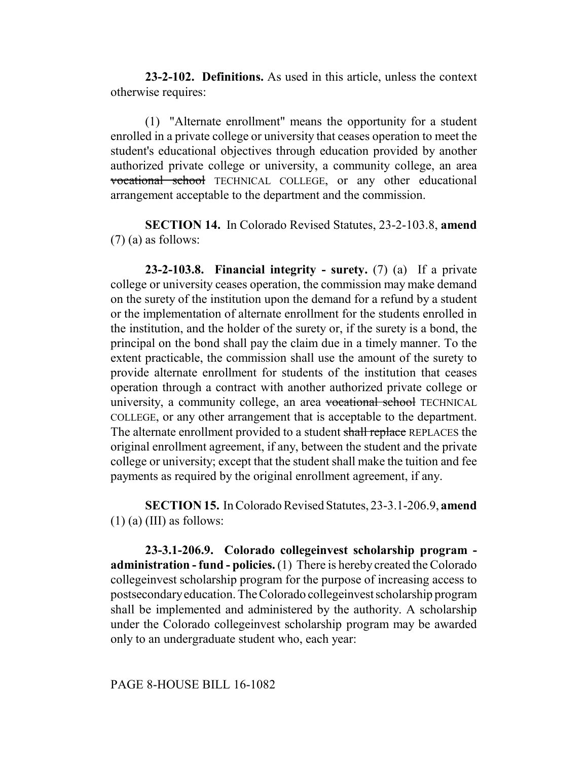**23-2-102. Definitions.** As used in this article, unless the context otherwise requires:

(1) "Alternate enrollment" means the opportunity for a student enrolled in a private college or university that ceases operation to meet the student's educational objectives through education provided by another authorized private college or university, a community college, an area ~~vocational school~~ TECHNICAL COLLEGE, or any other educational arrangement acceptable to the department and the commission.

**SECTION 14.** In Colorado Revised Statutes, 23-2-103.8, **amend** (7) (a) as follows:

**23-2-103.8. Financial integrity - surety.** (7) (a) If a private college or university ceases operation, the commission may make demand on the surety of the institution upon the demand for a refund by a student or the implementation of alternate enrollment for the students enrolled in the institution, and the holder of the surety or, if the surety is a bond, the principal on the bond shall pay the claim due in a timely manner. To the extent practicable, the commission shall use the amount of the surety to provide alternate enrollment for students of the institution that ceases operation through a contract with another authorized private college or university, a community college, an area ~~vocational school~~ TECHNICAL COLLEGE, or any other arrangement that is acceptable to the department. The alternate enrollment provided to a student ~~shall replace~~ REPLACES the original enrollment agreement, if any, between the student and the private college or university; except that the student shall make the tuition and fee payments as required by the original enrollment agreement, if any.

**SECTION 15.** In Colorado Revised Statutes, 23-3.1-206.9, **amend** (1) (a) (III) as follows:

**23-3.1-206.9. Colorado collegeinvest scholarship program - administration - fund - policies.** (1) There is hereby created the Colorado collegeinvest scholarship program for the purpose of increasing access to postsecondary education. The Colorado collegeinvest scholarship program shall be implemented and administered by the authority. A scholarship under the Colorado collegeinvest scholarship program may be awarded only to an undergraduate student who, each year: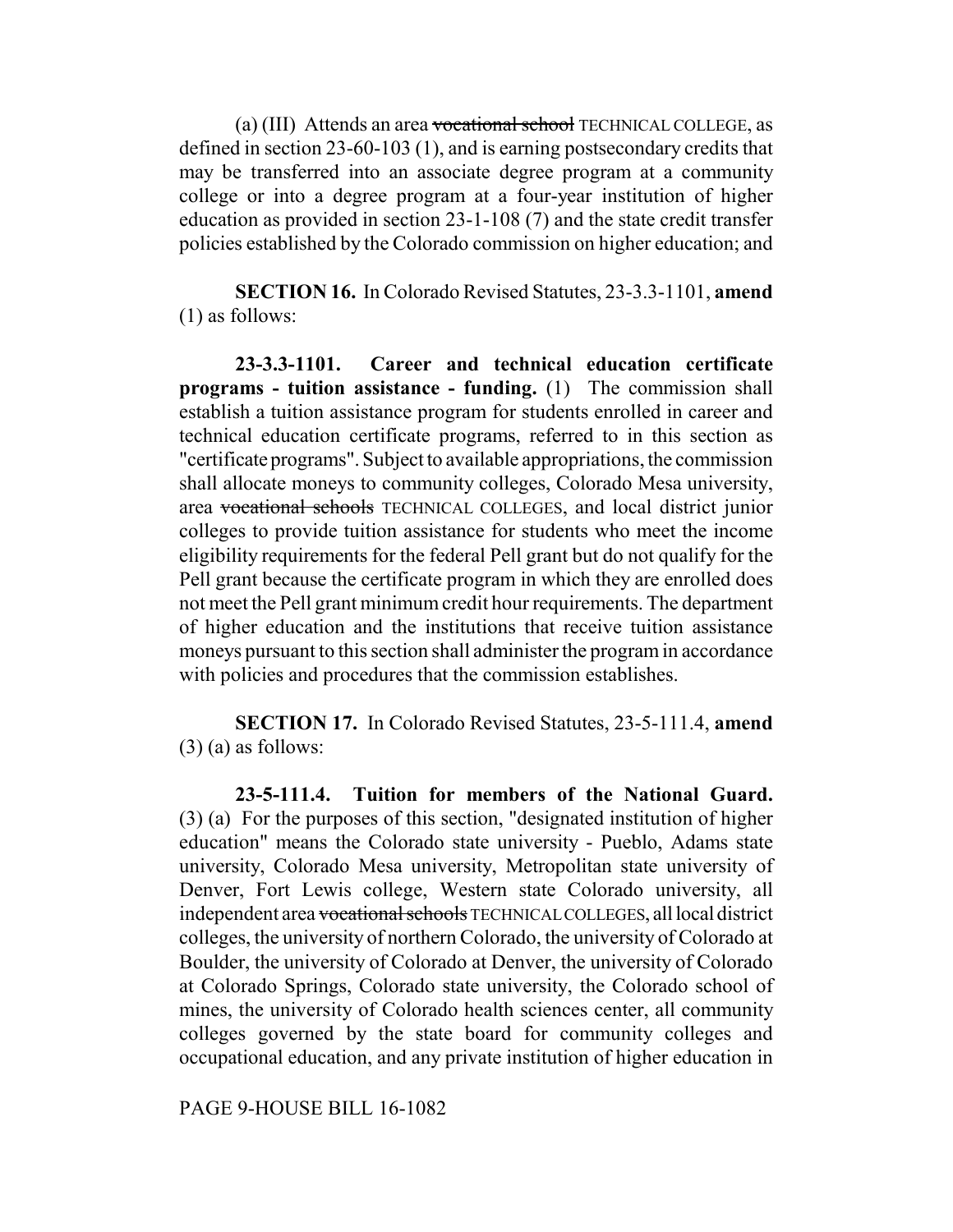(a) (III) Attends an area ~~vocational school~~ TECHNICAL COLLEGE, as defined in section 23-60-103 (1), and is earning postsecondary credits that may be transferred into an associate degree program at a community college or into a degree program at a four-year institution of higher education as provided in section 23-1-108 (7) and the state credit transfer policies established by the Colorado commission on higher education; and

**SECTION 16.** In Colorado Revised Statutes, 23-3.3-1101, **amend** (1) as follows:

**23-3.3-1101. Career and technical education certificate programs - tuition assistance - funding.** (1) The commission shall establish a tuition assistance program for students enrolled in career and technical education certificate programs, referred to in this section as "certificate programs". Subject to available appropriations, the commission shall allocate moneys to community colleges, Colorado Mesa university, area ~~vocational schools~~ TECHNICAL COLLEGES, and local district junior colleges to provide tuition assistance for students who meet the income eligibility requirements for the federal Pell grant but do not qualify for the Pell grant because the certificate program in which they are enrolled does not meet the Pell grant minimum credit hour requirements. The department of higher education and the institutions that receive tuition assistance moneys pursuant to this section shall administer the program in accordance with policies and procedures that the commission establishes.

**SECTION 17.** In Colorado Revised Statutes, 23-5-111.4, **amend** (3) (a) as follows:

**23-5-111.4. Tuition for members of the National Guard.** (3) (a) For the purposes of this section, "designated institution of higher education" means the Colorado state university - Pueblo, Adams state university, Colorado Mesa university, Metropolitan state university of Denver, Fort Lewis college, Western state Colorado university, all independent area ~~vocational schools~~ TECHNICAL COLLEGES, all local district colleges, the university of northern Colorado, the university of Colorado at Boulder, the university of Colorado at Denver, the university of Colorado at Colorado Springs, Colorado state university, the Colorado school of mines, the university of Colorado health sciences center, all community colleges governed by the state board for community colleges and occupational education, and any private institution of higher education in

PAGE 9-HOUSE BILL 16-1082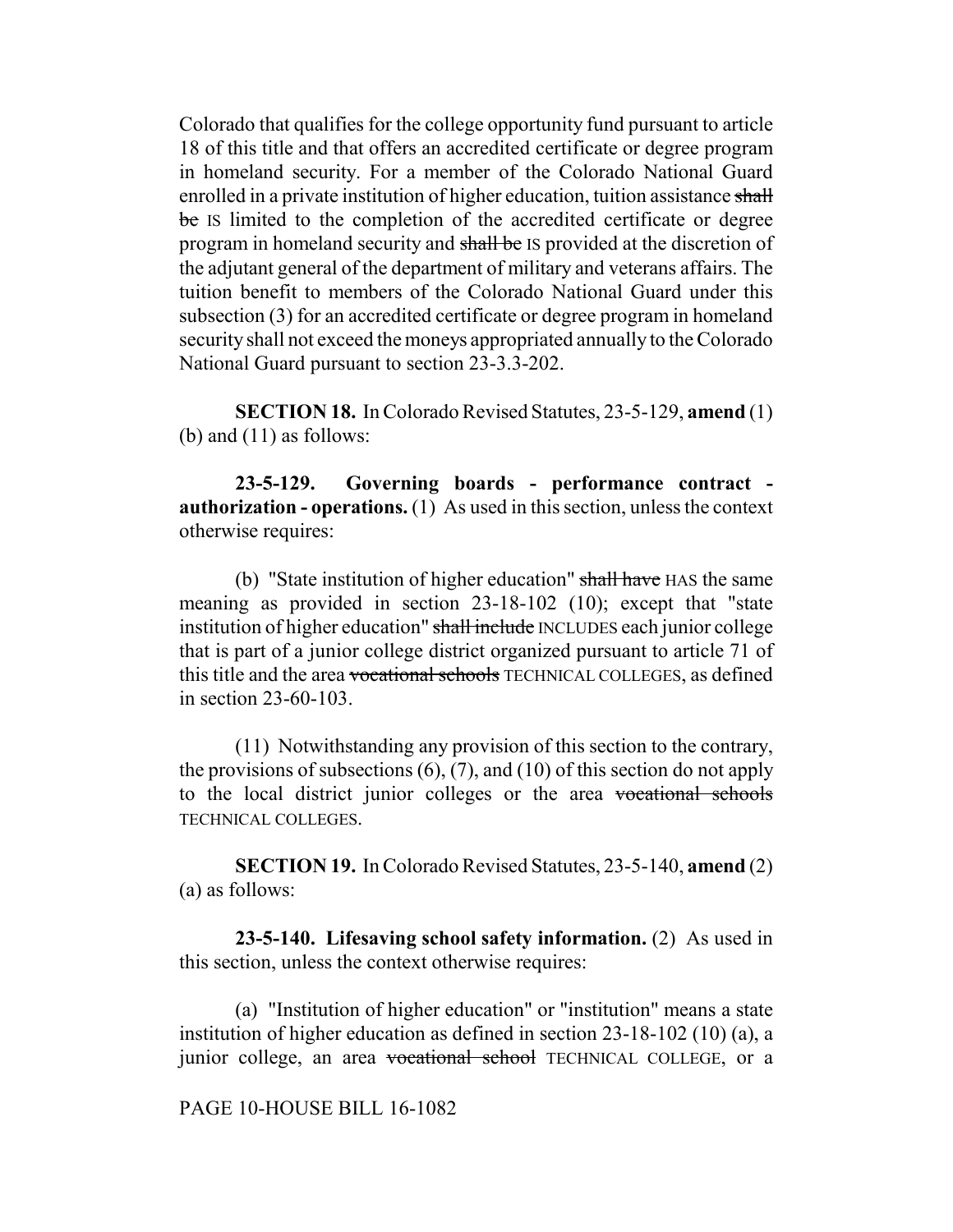Colorado that qualifies for the college opportunity fund pursuant to article 18 of this title and that offers an accredited certificate or degree program in homeland security. For a member of the Colorado National Guard enrolled in a private institution of higher education, tuition assistance ~~shall be~~ IS limited to the completion of the accredited certificate or degree program in homeland security and ~~shall be~~ IS provided at the discretion of the adjutant general of the department of military and veterans affairs. The tuition benefit to members of the Colorado National Guard under this subsection (3) for an accredited certificate or degree program in homeland security shall not exceed the moneys appropriated annually to the Colorado National Guard pursuant to section 23-3.3-202.

**SECTION 18.** In Colorado Revised Statutes, 23-5-129, **amend** (1) (b) and (11) as follows:

**23-5-129. Governing boards - performance contract - authorization - operations.** (1) As used in this section, unless the context otherwise requires:

(b) "State institution of higher education" ~~shall have~~ HAS the same meaning as provided in section 23-18-102 (10); except that "state institution of higher education" ~~shall include~~ INCLUDES each junior college that is part of a junior college district organized pursuant to article 71 of this title and the area ~~vocational schools~~ TECHNICAL COLLEGES, as defined in section 23-60-103.

(11) Notwithstanding any provision of this section to the contrary, the provisions of subsections (6), (7), and (10) of this section do not apply to the local district junior colleges or the area ~~vocational schools~~ TECHNICAL COLLEGES.

**SECTION 19.** In Colorado Revised Statutes, 23-5-140, **amend** (2) (a) as follows:

**23-5-140. Lifesaving school safety information.** (2) As used in this section, unless the context otherwise requires:

(a) "Institution of higher education" or "institution" means a state institution of higher education as defined in section 23-18-102 (10) (a), a junior college, an area ~~vocational school~~ TECHNICAL COLLEGE, or a

PAGE 10-HOUSE BILL 16-1082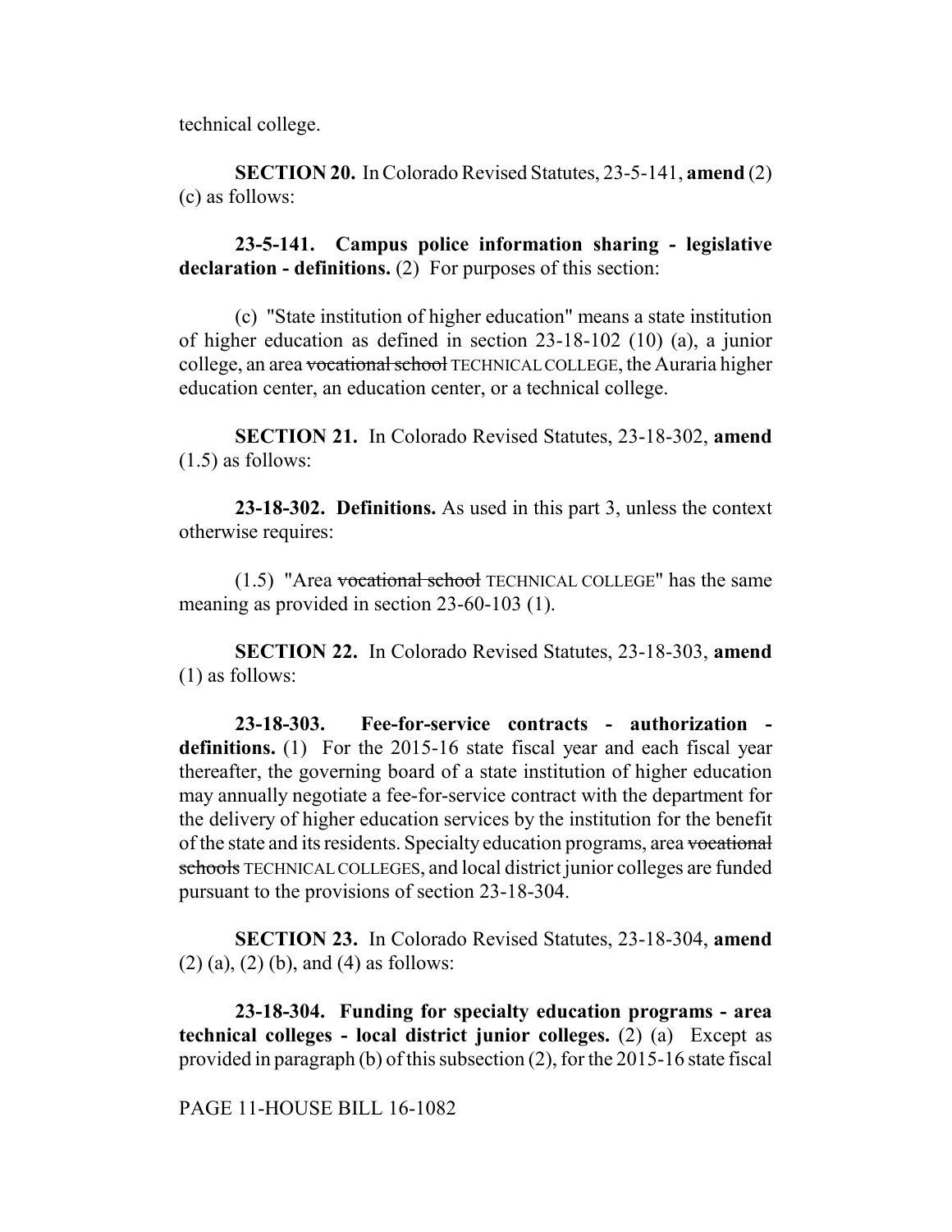technical college.

**SECTION 20.** In Colorado Revised Statutes, 23-5-141, **amend** (2) (c) as follows:

**23-5-141. Campus police information sharing - legislative declaration - definitions.** (2) For purposes of this section:

(c) "State institution of higher education" means a state institution of higher education as defined in section 23-18-102 (10) (a), a junior college, an area ~~vocational school~~ TECHNICAL COLLEGE, the Auraria higher education center, an education center, or a technical college.

**SECTION 21.** In Colorado Revised Statutes, 23-18-302, **amend** (1.5) as follows:

**23-18-302. Definitions.** As used in this part 3, unless the context otherwise requires:

(1.5) "Area ~~vocational school~~ TECHNICAL COLLEGE" has the same meaning as provided in section 23-60-103 (1).

**SECTION 22.** In Colorado Revised Statutes, 23-18-303, **amend** (1) as follows:

**23-18-303. Fee-for-service contracts - authorization - definitions.** (1) For the 2015-16 state fiscal year and each fiscal year thereafter, the governing board of a state institution of higher education may annually negotiate a fee-for-service contract with the department for the delivery of higher education services by the institution for the benefit of the state and its residents. Specialty education programs, area ~~vocational schools~~ TECHNICAL COLLEGES, and local district junior colleges are funded pursuant to the provisions of section 23-18-304.

**SECTION 23.** In Colorado Revised Statutes, 23-18-304, **amend** (2) (a), (2) (b), and (4) as follows:

**23-18-304. Funding for specialty education programs - area technical colleges - local district junior colleges.** (2) (a) Except as provided in paragraph (b) of this subsection (2), for the 2015-16 state fiscal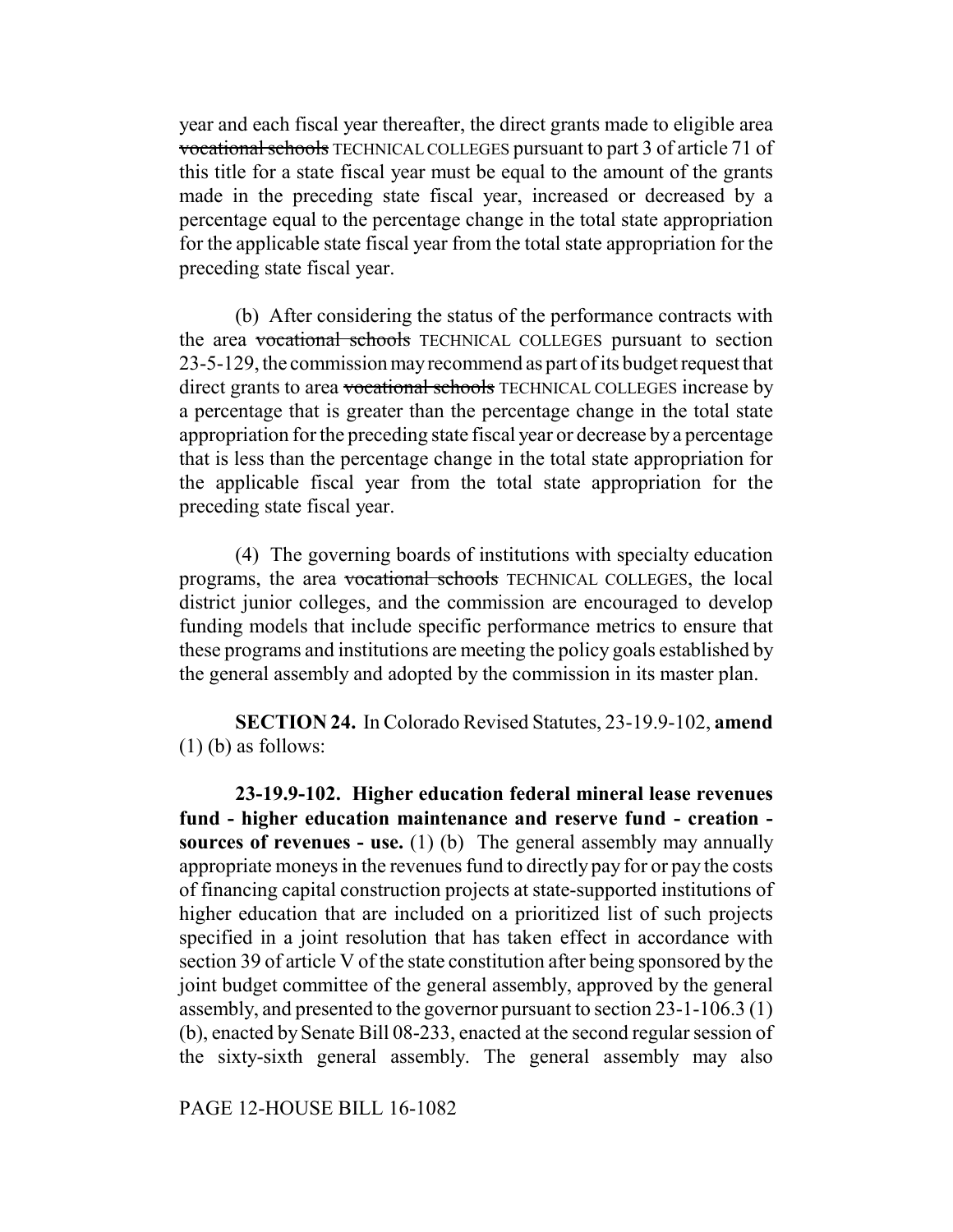year and each fiscal year thereafter, the direct grants made to eligible area ~~vocational schools~~ TECHNICAL COLLEGES pursuant to part 3 of article 71 of this title for a state fiscal year must be equal to the amount of the grants made in the preceding state fiscal year, increased or decreased by a percentage equal to the percentage change in the total state appropriation for the applicable state fiscal year from the total state appropriation for the preceding state fiscal year.

(b) After considering the status of the performance contracts with the area ~~vocational schools~~ TECHNICAL COLLEGES pursuant to section 23-5-129, the commission may recommend as part of its budget request that direct grants to area ~~vocational schools~~ TECHNICAL COLLEGES increase by a percentage that is greater than the percentage change in the total state appropriation for the preceding state fiscal year or decrease by a percentage that is less than the percentage change in the total state appropriation for the applicable fiscal year from the total state appropriation for the preceding state fiscal year.

(4) The governing boards of institutions with specialty education programs, the area ~~vocational schools~~ TECHNICAL COLLEGES, the local district junior colleges, and the commission are encouraged to develop funding models that include specific performance metrics to ensure that these programs and institutions are meeting the policy goals established by the general assembly and adopted by the commission in its master plan.

**SECTION 24.** In Colorado Revised Statutes, 23-19.9-102, **amend** (1) (b) as follows:

**23-19.9-102. Higher education federal mineral lease revenues fund - higher education maintenance and reserve fund - creation - sources of revenues - use.** (1) (b) The general assembly may annually appropriate moneys in the revenues fund to directly pay for or pay the costs of financing capital construction projects at state-supported institutions of higher education that are included on a prioritized list of such projects specified in a joint resolution that has taken effect in accordance with section 39 of article V of the state constitution after being sponsored by the joint budget committee of the general assembly, approved by the general assembly, and presented to the governor pursuant to section 23-1-106.3 (1) (b), enacted by Senate Bill 08-233, enacted at the second regular session of the sixty-sixth general assembly. The general assembly may also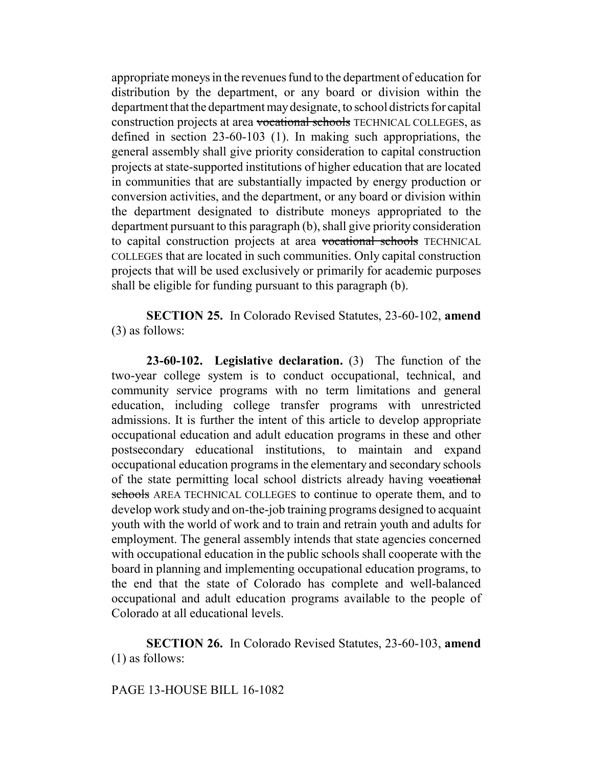appropriate moneys in the revenues fund to the department of education for distribution by the department, or any board or division within the department that the department may designate, to school districts for capital construction projects at area ~~vocational schools~~ TECHNICAL COLLEGES, as defined in section 23-60-103 (1). In making such appropriations, the general assembly shall give priority consideration to capital construction projects at state-supported institutions of higher education that are located in communities that are substantially impacted by energy production or conversion activities, and the department, or any board or division within the department designated to distribute moneys appropriated to the department pursuant to this paragraph (b), shall give priority consideration to capital construction projects at area ~~vocational schools~~ TECHNICAL COLLEGES that are located in such communities. Only capital construction projects that will be used exclusively or primarily for academic purposes shall be eligible for funding pursuant to this paragraph (b).

**SECTION 25.** In Colorado Revised Statutes, 23-60-102, **amend** (3) as follows:

**23-60-102. Legislative declaration.** (3) The function of the two-year college system is to conduct occupational, technical, and community service programs with no term limitations and general education, including college transfer programs with unrestricted admissions. It is further the intent of this article to develop appropriate occupational education and adult education programs in these and other postsecondary educational institutions, to maintain and expand occupational education programs in the elementary and secondary schools of the state permitting local school districts already having ~~vocational schools~~ AREA TECHNICAL COLLEGES to continue to operate them, and to develop work study and on-the-job training programs designed to acquaint youth with the world of work and to train and retrain youth and adults for employment. The general assembly intends that state agencies concerned with occupational education in the public schools shall cooperate with the board in planning and implementing occupational education programs, to the end that the state of Colorado has complete and well-balanced occupational and adult education programs available to the people of Colorado at all educational levels.

**SECTION 26.** In Colorado Revised Statutes, 23-60-103, **amend** (1) as follows: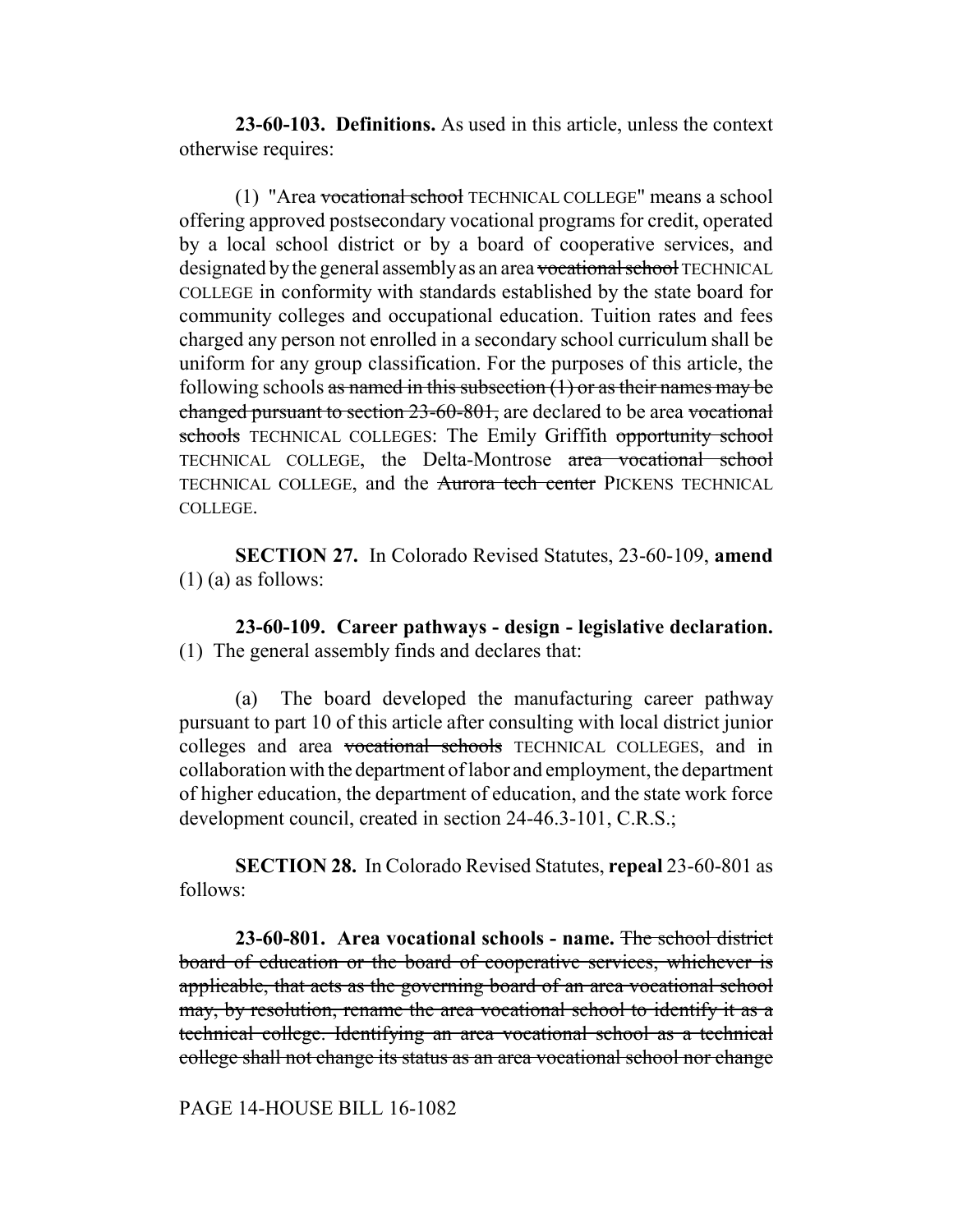**23-60-103. Definitions.** As used in this article, unless the context otherwise requires:

(1) "Area ~~vocational school~~ TECHNICAL COLLEGE" means a school offering approved postsecondary vocational programs for credit, operated by a local school district or by a board of cooperative services, and designated by the general assembly as an area ~~vocational school~~ TECHNICAL COLLEGE in conformity with standards established by the state board for community colleges and occupational education. Tuition rates and fees charged any person not enrolled in a secondary school curriculum shall be uniform for any group classification. For the purposes of this article, the following schools ~~as named in this subsection (1) or as their names may be changed pursuant to section 23-60-801,~~ are declared to be area ~~vocational schools~~ TECHNICAL COLLEGES: The Emily Griffith ~~opportunity school~~ TECHNICAL COLLEGE, the Delta-Montrose ~~area vocational school~~ TECHNICAL COLLEGE, and the ~~Aurora tech center~~ PICKENS TECHNICAL COLLEGE.

**SECTION 27.** In Colorado Revised Statutes, 23-60-109, **amend** (1) (a) as follows:

**23-60-109. Career pathways - design - legislative declaration.** (1) The general assembly finds and declares that:

(a) The board developed the manufacturing career pathway pursuant to part 10 of this article after consulting with local district junior colleges and area ~~vocational schools~~ TECHNICAL COLLEGES, and in collaboration with the department of labor and employment, the department of higher education, the department of education, and the state work force development council, created in section 24-46.3-101, C.R.S.;

**SECTION 28.** In Colorado Revised Statutes, **repeal** 23-60-801 as follows:

**23-60-801. Area vocational schools - name.** ~~The school district board of education or the board of cooperative services, whichever is applicable, that acts as the governing board of an area vocational school may, by resolution, rename the area vocational school to identify it as a technical college. Identifying an area vocational school as a technical college shall not change its status as an area vocational school nor change~~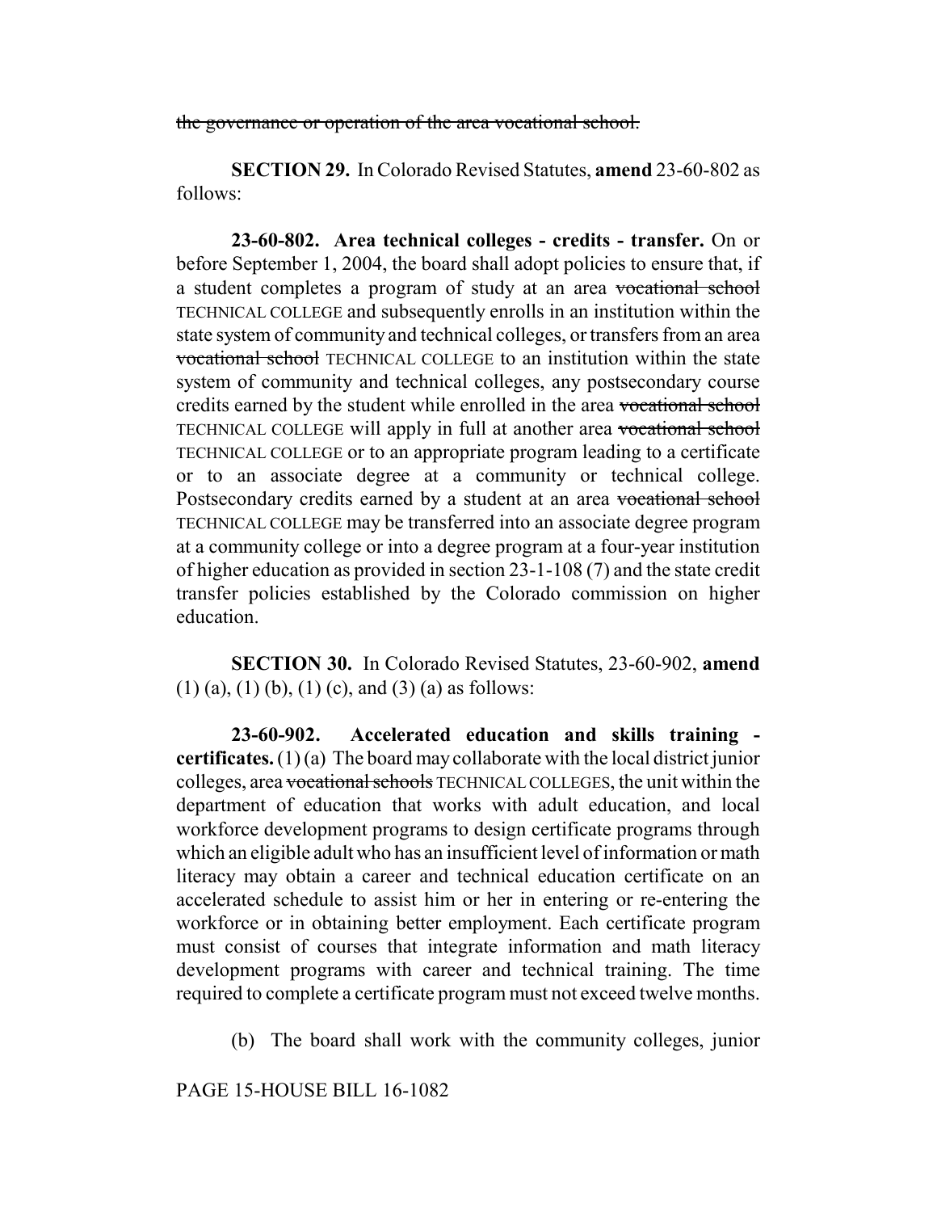~~the governance or operation of the area vocational school.~~

**SECTION 29.** In Colorado Revised Statutes, **amend** 23-60-802 as follows:

**23-60-802. Area technical colleges - credits - transfer.** On or before September 1, 2004, the board shall adopt policies to ensure that, if a student completes a program of study at an area ~~vocational school~~ TECHNICAL COLLEGE and subsequently enrolls in an institution within the state system of community and technical colleges, or transfers from an area ~~vocational school~~ TECHNICAL COLLEGE to an institution within the state system of community and technical colleges, any postsecondary course credits earned by the student while enrolled in the area ~~vocational school~~ TECHNICAL COLLEGE will apply in full at another area ~~vocational school~~ TECHNICAL COLLEGE or to an appropriate program leading to a certificate or to an associate degree at a community or technical college. Postsecondary credits earned by a student at an area ~~vocational school~~ TECHNICAL COLLEGE may be transferred into an associate degree program at a community college or into a degree program at a four-year institution of higher education as provided in section 23-1-108 (7) and the state credit transfer policies established by the Colorado commission on higher education.

**SECTION 30.** In Colorado Revised Statutes, 23-60-902, **amend** (1) (a), (1) (b), (1) (c), and (3) (a) as follows:

**23-60-902. Accelerated education and skills training - certificates.** (1) (a) The board may collaborate with the local district junior colleges, area ~~vocational schools~~ TECHNICAL COLLEGES, the unit within the department of education that works with adult education, and local workforce development programs to design certificate programs through which an eligible adult who has an insufficient level of information or math literacy may obtain a career and technical education certificate on an accelerated schedule to assist him or her in entering or re-entering the workforce or in obtaining better employment. Each certificate program must consist of courses that integrate information and math literacy development programs with career and technical training. The time required to complete a certificate program must not exceed twelve months.

(b) The board shall work with the community colleges, junior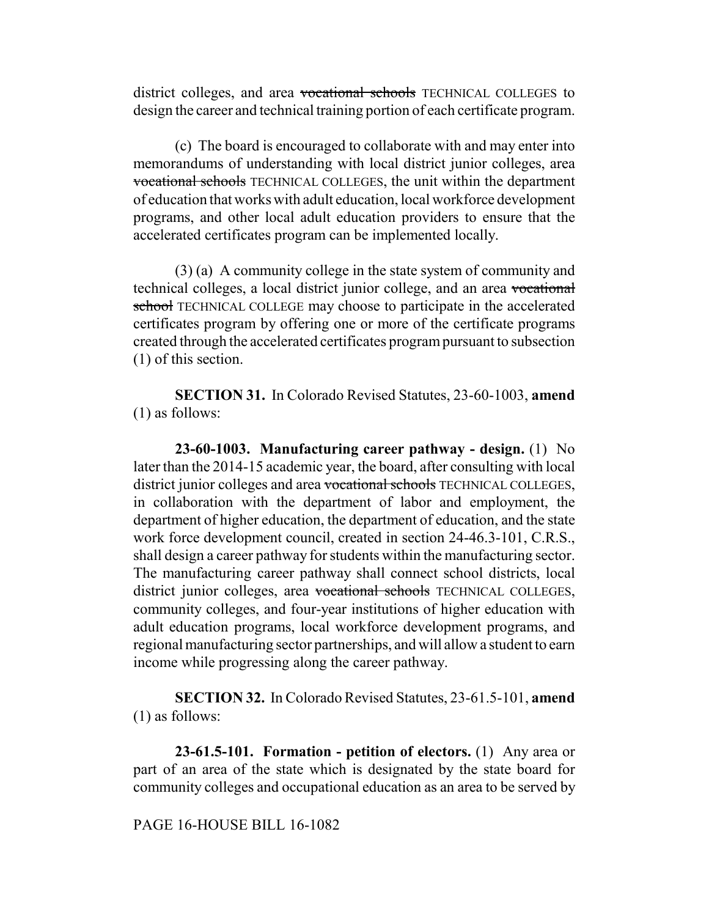district colleges, and area ~~vocational schools~~ TECHNICAL COLLEGES to design the career and technical training portion of each certificate program.

(c) The board is encouraged to collaborate with and may enter into memorandums of understanding with local district junior colleges, area ~~vocational schools~~ TECHNICAL COLLEGES, the unit within the department of education that works with adult education, local workforce development programs, and other local adult education providers to ensure that the accelerated certificates program can be implemented locally.

(3) (a) A community college in the state system of community and technical colleges, a local district junior college, and an area ~~vocational school~~ TECHNICAL COLLEGE may choose to participate in the accelerated certificates program by offering one or more of the certificate programs created through the accelerated certificates program pursuant to subsection (1) of this section.

**SECTION 31.** In Colorado Revised Statutes, 23-60-1003, **amend** (1) as follows:

**23-60-1003. Manufacturing career pathway - design.** (1) No later than the 2014-15 academic year, the board, after consulting with local district junior colleges and area ~~vocational schools~~ TECHNICAL COLLEGES, in collaboration with the department of labor and employment, the department of higher education, the department of education, and the state work force development council, created in section 24-46.3-101, C.R.S., shall design a career pathway for students within the manufacturing sector. The manufacturing career pathway shall connect school districts, local district junior colleges, area ~~vocational schools~~ TECHNICAL COLLEGES, community colleges, and four-year institutions of higher education with adult education programs, local workforce development programs, and regional manufacturing sector partnerships, and will allow a student to earn income while progressing along the career pathway.

**SECTION 32.** In Colorado Revised Statutes, 23-61.5-101, **amend** (1) as follows:

**23-61.5-101. Formation - petition of electors.** (1) Any area or part of an area of the state which is designated by the state board for community colleges and occupational education as an area to be served by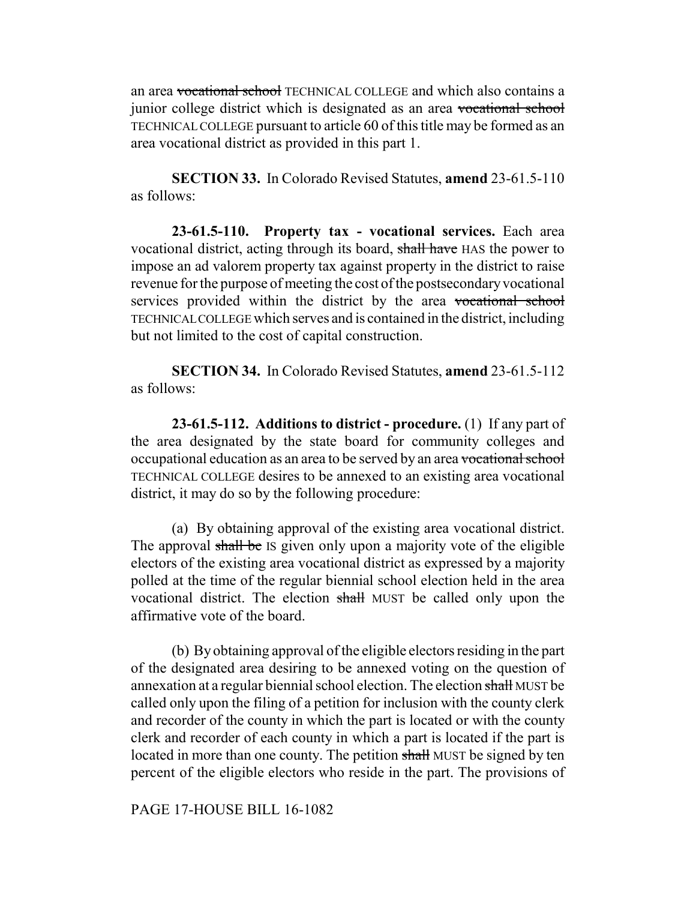an area ~~vocational school~~ TECHNICAL COLLEGE and which also contains a junior college district which is designated as an area ~~vocational school~~ TECHNICAL COLLEGE pursuant to article 60 of this title may be formed as an area vocational district as provided in this part 1.

**SECTION 33.** In Colorado Revised Statutes, **amend** 23-61.5-110 as follows:

**23-61.5-110. Property tax - vocational services.** Each area vocational district, acting through its board, ~~shall have~~ HAS the power to impose an ad valorem property tax against property in the district to raise revenue for the purpose of meeting the cost of the postsecondary vocational services provided within the district by the area ~~vocational school~~ TECHNICAL COLLEGE which serves and is contained in the district, including but not limited to the cost of capital construction.

**SECTION 34.** In Colorado Revised Statutes, **amend** 23-61.5-112 as follows:

**23-61.5-112. Additions to district - procedure.** (1) If any part of the area designated by the state board for community colleges and occupational education as an area to be served by an area ~~vocational school~~ TECHNICAL COLLEGE desires to be annexed to an existing area vocational district, it may do so by the following procedure:

(a) By obtaining approval of the existing area vocational district. The approval ~~shall be~~ IS given only upon a majority vote of the eligible electors of the existing area vocational district as expressed by a majority polled at the time of the regular biennial school election held in the area vocational district. The election ~~shall~~ MUST be called only upon the affirmative vote of the board.

(b) By obtaining approval of the eligible electors residing in the part of the designated area desiring to be annexed voting on the question of annexation at a regular biennial school election. The election ~~shall~~ MUST be called only upon the filing of a petition for inclusion with the county clerk and recorder of the county in which the part is located or with the county clerk and recorder of each county in which a part is located if the part is located in more than one county. The petition ~~shall~~ MUST be signed by ten percent of the eligible electors who reside in the part. The provisions of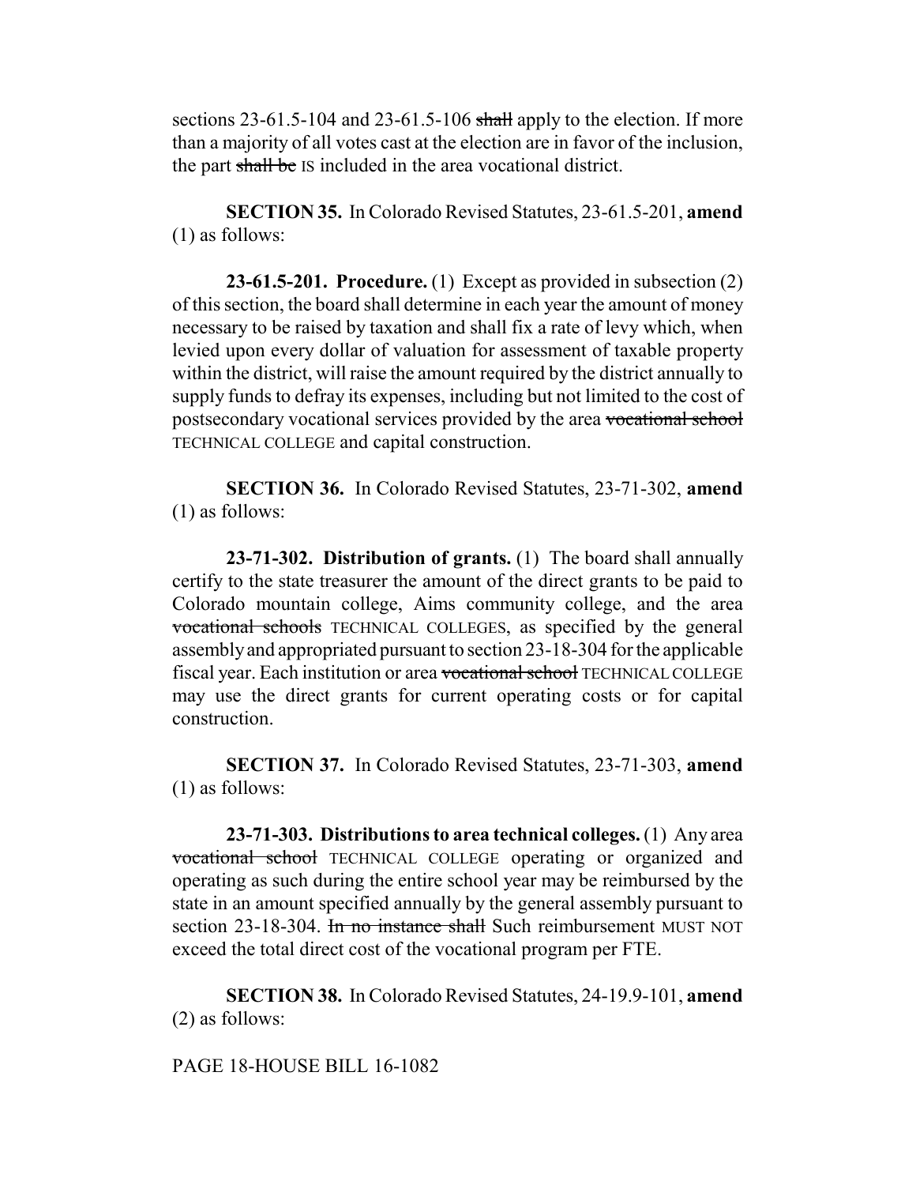sections 23-61.5-104 and 23-61.5-106 ~~shall~~ apply to the election. If more than a majority of all votes cast at the election are in favor of the inclusion, the part ~~shall be~~ IS included in the area vocational district.

**SECTION 35.** In Colorado Revised Statutes, 23-61.5-201, **amend** (1) as follows:

**23-61.5-201. Procedure.** (1) Except as provided in subsection (2) of this section, the board shall determine in each year the amount of money necessary to be raised by taxation and shall fix a rate of levy which, when levied upon every dollar of valuation for assessment of taxable property within the district, will raise the amount required by the district annually to supply funds to defray its expenses, including but not limited to the cost of postsecondary vocational services provided by the area ~~vocational school~~ TECHNICAL COLLEGE and capital construction.

**SECTION 36.** In Colorado Revised Statutes, 23-71-302, **amend** (1) as follows:

**23-71-302. Distribution of grants.** (1) The board shall annually certify to the state treasurer the amount of the direct grants to be paid to Colorado mountain college, Aims community college, and the area ~~vocational schools~~ TECHNICAL COLLEGES, as specified by the general assembly and appropriated pursuant to section 23-18-304 for the applicable fiscal year. Each institution or area ~~vocational school~~ TECHNICAL COLLEGE may use the direct grants for current operating costs or for capital construction.

**SECTION 37.** In Colorado Revised Statutes, 23-71-303, **amend** (1) as follows:

**23-71-303. Distributions to area technical colleges.** (1) Any area ~~vocational school~~ TECHNICAL COLLEGE operating or organized and operating as such during the entire school year may be reimbursed by the state in an amount specified annually by the general assembly pursuant to section 23-18-304. ~~In no instance shall~~ Such reimbursement MUST NOT exceed the total direct cost of the vocational program per FTE.

**SECTION 38.** In Colorado Revised Statutes, 24-19.9-101, **amend** (2) as follows: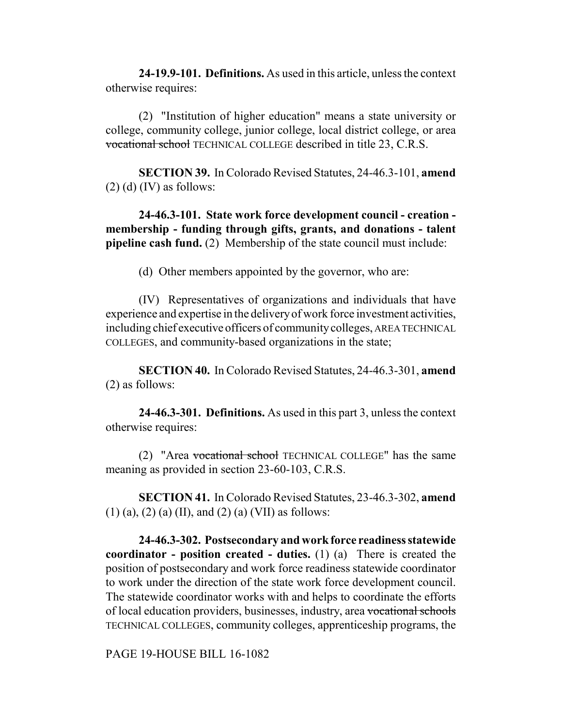**24-19.9-101. Definitions.** As used in this article, unless the context otherwise requires:

(2) "Institution of higher education" means a state university or college, community college, junior college, local district college, or area ~~vocational school~~ TECHNICAL COLLEGE described in title 23, C.R.S.

**SECTION 39.** In Colorado Revised Statutes, 24-46.3-101, **amend** (2) (d) (IV) as follows:

**24-46.3-101. State work force development council - creation - membership - funding through gifts, grants, and donations - talent pipeline cash fund.** (2) Membership of the state council must include:

(d) Other members appointed by the governor, who are:

(IV) Representatives of organizations and individuals that have experience and expertise in the delivery of work force investment activities, including chief executive officers of community colleges, AREA TECHNICAL COLLEGES, and community-based organizations in the state;

**SECTION 40.** In Colorado Revised Statutes, 24-46.3-301, **amend** (2) as follows:

**24-46.3-301. Definitions.** As used in this part 3, unless the context otherwise requires:

(2) "Area ~~vocational school~~ TECHNICAL COLLEGE" has the same meaning as provided in section 23-60-103, C.R.S.

**SECTION 41.** In Colorado Revised Statutes, 23-46.3-302, **amend** (1) (a), (2) (a) (II), and (2) (a) (VII) as follows:

**24-46.3-302. Postsecondary and work force readiness statewide coordinator - position created - duties.** (1) (a) There is created the position of postsecondary and work force readiness statewide coordinator to work under the direction of the state work force development council. The statewide coordinator works with and helps to coordinate the efforts of local education providers, businesses, industry, area ~~vocational schools~~ TECHNICAL COLLEGES, community colleges, apprenticeship programs, the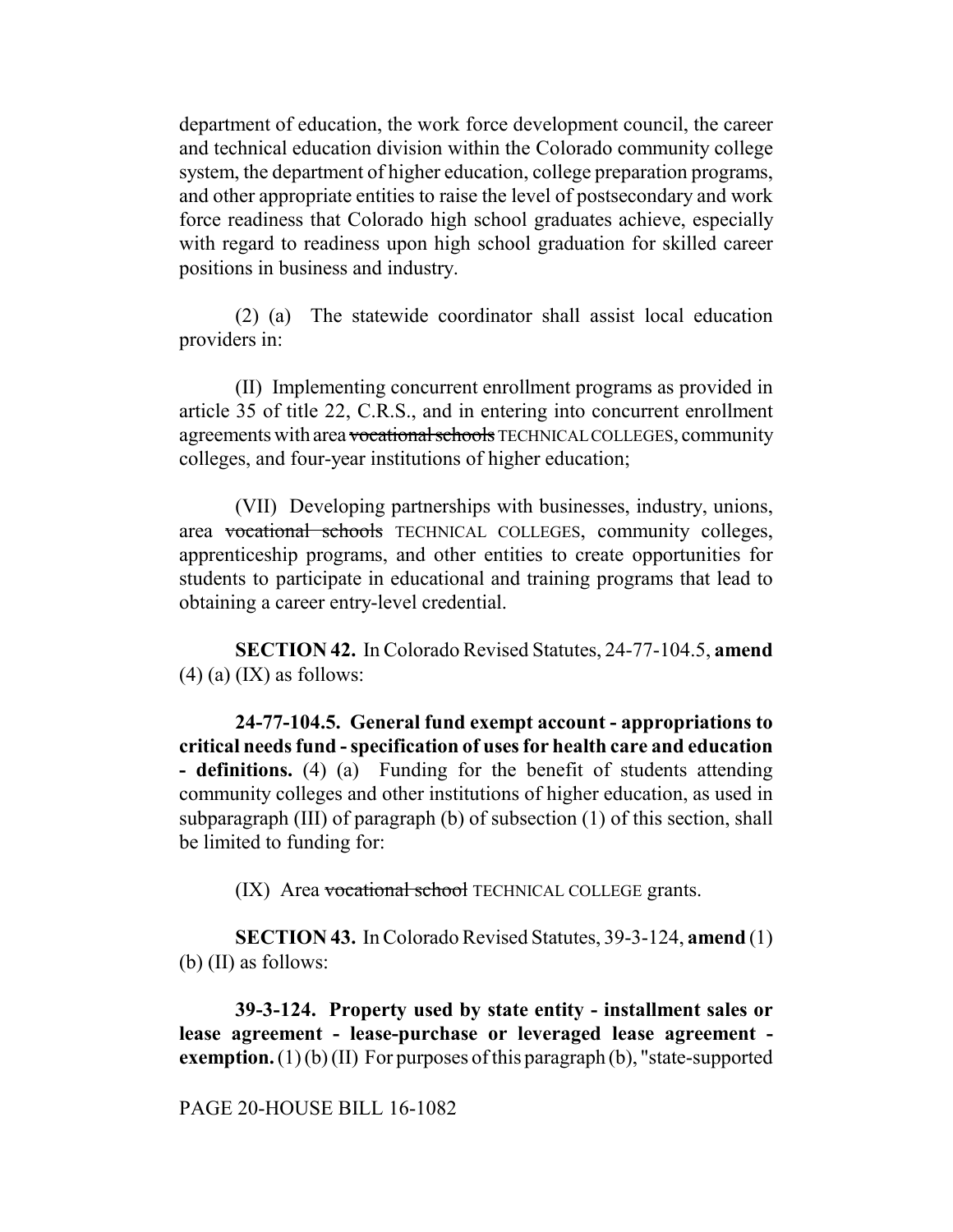department of education, the work force development council, the career and technical education division within the Colorado community college system, the department of higher education, college preparation programs, and other appropriate entities to raise the level of postsecondary and work force readiness that Colorado high school graduates achieve, especially with regard to readiness upon high school graduation for skilled career positions in business and industry.

(2) (a) The statewide coordinator shall assist local education providers in:

(II) Implementing concurrent enrollment programs as provided in article 35 of title 22, C.R.S., and in entering into concurrent enrollment agreements with area ~~vocational schools~~ TECHNICAL COLLEGES, community colleges, and four-year institutions of higher education;

(VII) Developing partnerships with businesses, industry, unions, area ~~vocational schools~~ TECHNICAL COLLEGES, community colleges, apprenticeship programs, and other entities to create opportunities for students to participate in educational and training programs that lead to obtaining a career entry-level credential.

**SECTION 42.** In Colorado Revised Statutes, 24-77-104.5, **amend** (4) (a) (IX) as follows:

**24-77-104.5. General fund exempt account - appropriations to critical needs fund - specification of uses for health care and education - definitions.** (4) (a) Funding for the benefit of students attending community colleges and other institutions of higher education, as used in subparagraph (III) of paragraph (b) of subsection (1) of this section, shall be limited to funding for:

(IX) Area ~~vocational school~~ TECHNICAL COLLEGE grants.

**SECTION 43.** In Colorado Revised Statutes, 39-3-124, **amend** (1) (b) (II) as follows:

**39-3-124. Property used by state entity - installment sales or lease agreement - lease-purchase or leveraged lease agreement - exemption.** (1) (b) (II) For purposes of this paragraph (b), "state-supported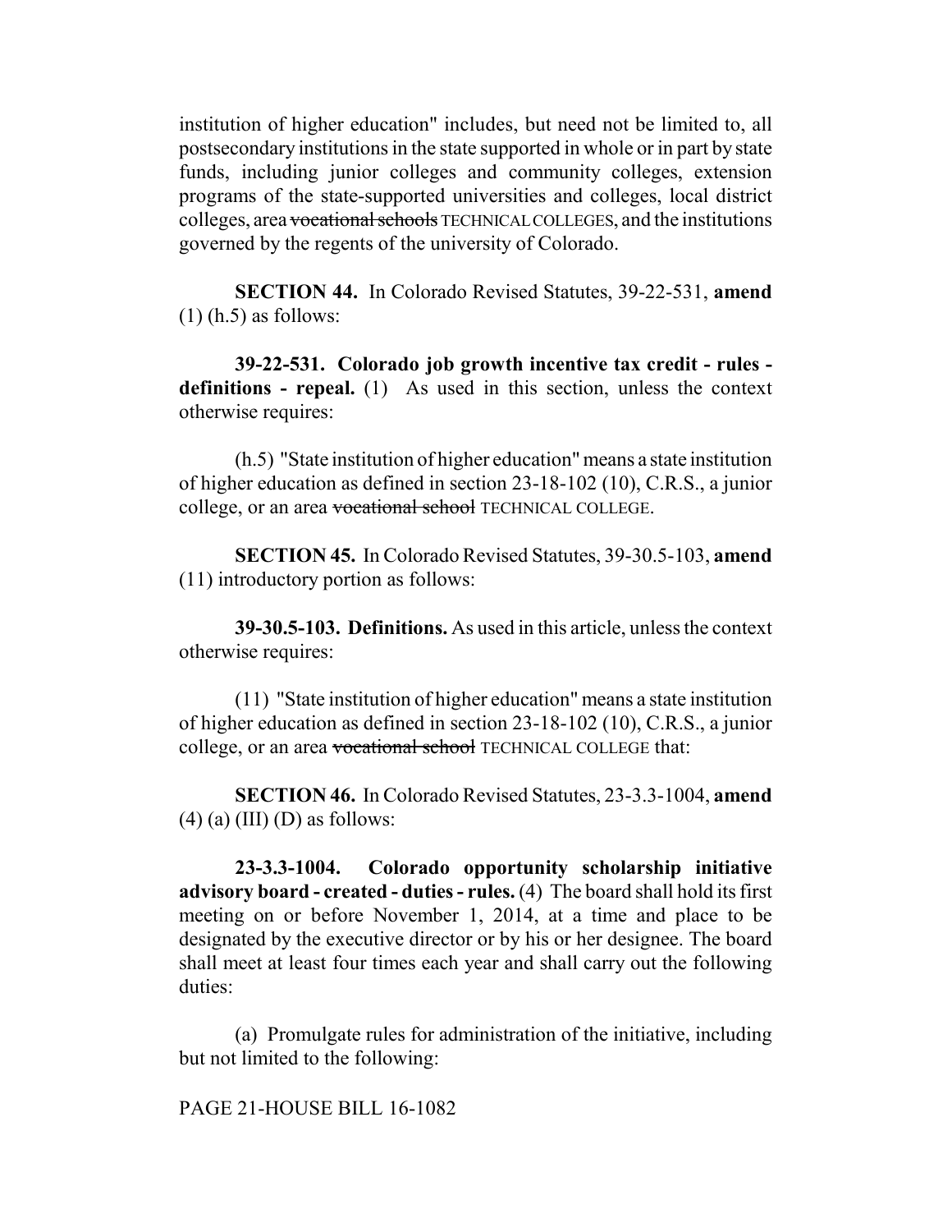institution of higher education" includes, but need not be limited to, all postsecondary institutions in the state supported in whole or in part by state funds, including junior colleges and community colleges, extension programs of the state-supported universities and colleges, local district colleges, area ~~vocational schools~~ TECHNICAL COLLEGES, and the institutions governed by the regents of the university of Colorado.

**SECTION 44.** In Colorado Revised Statutes, 39-22-531, **amend** (1) (h.5) as follows:

**39-22-531. Colorado job growth incentive tax credit - rules - definitions - repeal.** (1) As used in this section, unless the context otherwise requires:

(h.5) "State institution of higher education" means a state institution of higher education as defined in section 23-18-102 (10), C.R.S., a junior college, or an area ~~vocational school~~ TECHNICAL COLLEGE.

**SECTION 45.** In Colorado Revised Statutes, 39-30.5-103, **amend** (11) introductory portion as follows:

**39-30.5-103. Definitions.** As used in this article, unless the context otherwise requires:

(11) "State institution of higher education" means a state institution of higher education as defined in section 23-18-102 (10), C.R.S., a junior college, or an area ~~vocational school~~ TECHNICAL COLLEGE that:

**SECTION 46.** In Colorado Revised Statutes, 23-3.3-1004, **amend** (4) (a) (III) (D) as follows:

**23-3.3-1004. Colorado opportunity scholarship initiative advisory board - created - duties - rules.** (4) The board shall hold its first meeting on or before November 1, 2014, at a time and place to be designated by the executive director or by his or her designee. The board shall meet at least four times each year and shall carry out the following duties:

(a) Promulgate rules for administration of the initiative, including but not limited to the following: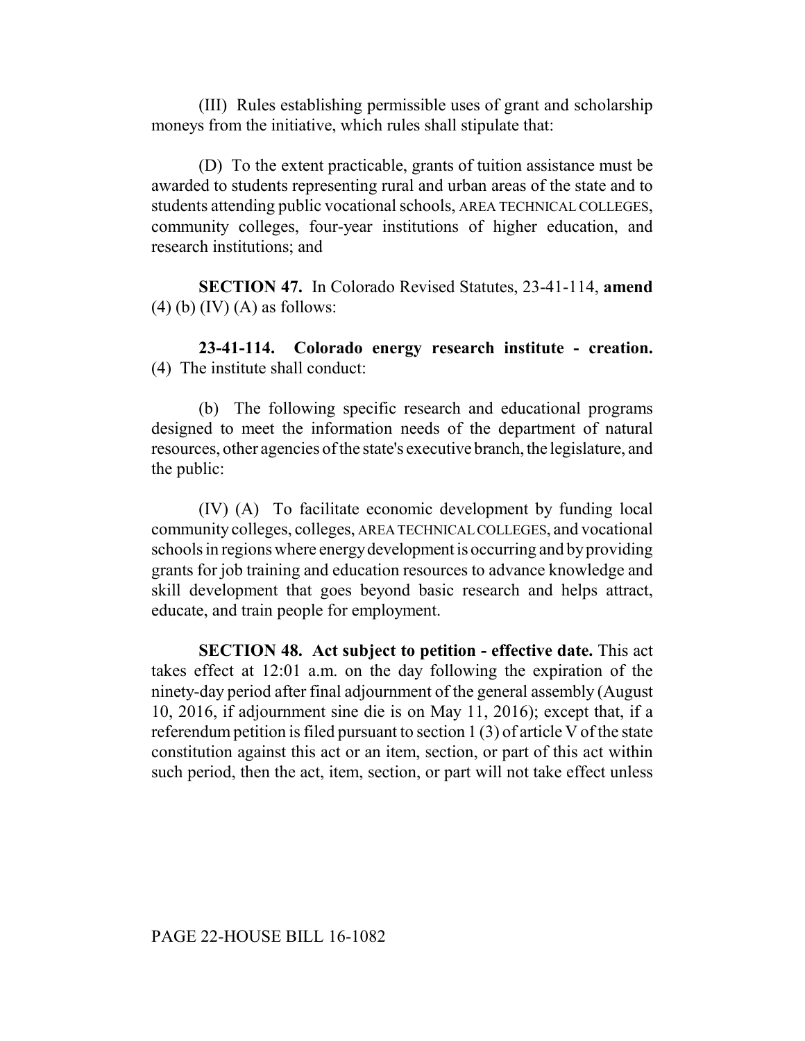(III) Rules establishing permissible uses of grant and scholarship moneys from the initiative, which rules shall stipulate that:

(D) To the extent practicable, grants of tuition assistance must be awarded to students representing rural and urban areas of the state and to students attending public vocational schools, AREA TECHNICAL COLLEGES, community colleges, four-year institutions of higher education, and research institutions; and

**SECTION 47.** In Colorado Revised Statutes, 23-41-114, **amend** (4) (b) (IV) (A) as follows:

**23-41-114. Colorado energy research institute - creation.** (4) The institute shall conduct:

(b) The following specific research and educational programs designed to meet the information needs of the department of natural resources, other agencies of the state's executive branch, the legislature, and the public:

(IV) (A) To facilitate economic development by funding local community colleges, colleges, AREA TECHNICAL COLLEGES, and vocational schools in regions where energy development is occurring and by providing grants for job training and education resources to advance knowledge and skill development that goes beyond basic research and helps attract, educate, and train people for employment.

**SECTION 48. Act subject to petition - effective date.** This act takes effect at 12:01 a.m. on the day following the expiration of the ninety-day period after final adjournment of the general assembly (August 10, 2016, if adjournment sine die is on May 11, 2016); except that, if a referendum petition is filed pursuant to section 1 (3) of article V of the state constitution against this act or an item, section, or part of this act within such period, then the act, item, section, or part will not take effect unless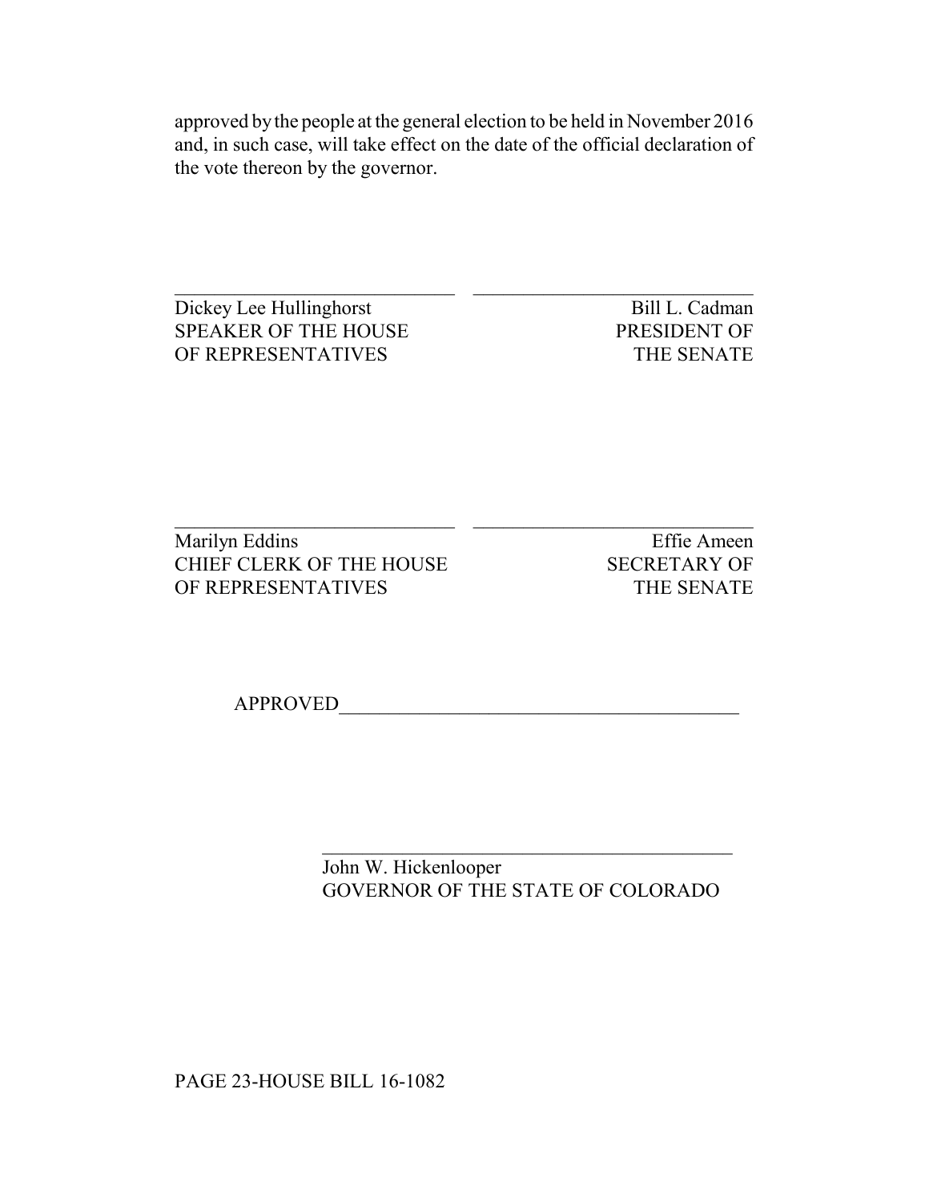approved by the people at the general election to be held in November 2016 and, in such case, will take effect on the date of the official declaration of the vote thereon by the governor.

\_\_\_\_\_\_\_\_\_\_\_\_\_\_\_\_\_\_\_\_\_\_\_\_\_\_\_\_
Dickey Lee Hullinghorst
SPEAKER OF THE HOUSE
OF REPRESENTATIVES

\_\_\_\_\_\_\_\_\_\_\_\_\_\_\_\_\_\_\_\_\_\_\_\_\_\_\_\_
Bill L. Cadman
PRESIDENT OF
THE SENATE

\_\_\_\_\_\_\_\_\_\_\_\_\_\_\_\_\_\_\_\_\_\_\_\_\_\_\_\_
Marilyn Eddins
CHIEF CLERK OF THE HOUSE
OF REPRESENTATIVES

\_\_\_\_\_\_\_\_\_\_\_\_\_\_\_\_\_\_\_\_\_\_\_\_\_\_\_\_
Effie Ameen
SECRETARY OF
THE SENATE

APPROVED\_\_\_\_\_\_\_\_\_\_\_\_\_\_\_\_\_\_\_\_\_\_\_\_\_\_\_\_\_\_\_\_\_\_\_\_\_\_\_\_

\_\_\_\_\_\_\_\_\_\_\_\_\_\_\_\_\_\_\_\_\_\_\_\_\_\_\_\_\_\_\_\_\_\_\_\_\_\_\_\_
John W. Hickenlooper
GOVERNOR OF THE STATE OF COLORADO

PAGE 23-HOUSE BILL 16-1082